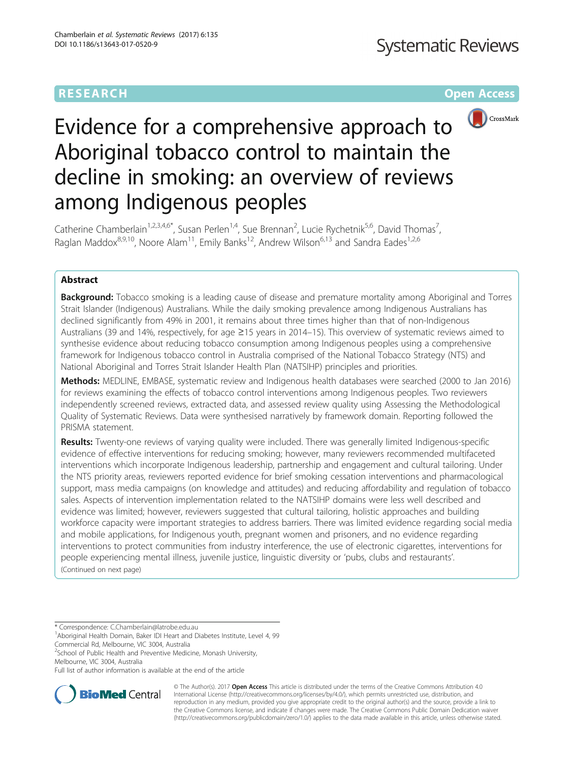RESEARCH Open Access

# Evidence for a comprehensive approach to Aboriginal tobacco control to maintain the decline in smoking: an overview of reviews among Indigenous peoples

Catherine Chamberlain[1,2,3,4,6*], Susan Perlen[1,4], Sue Brennan[2], Lucie Rychetnik[5,6], David Thomas[7], Raglan Maddox[8,9,10], Noore Alam[11], Emily Banks[12], Andrew Wilson[6,13] and Sandra Eades[1,2,6]

## Abstract

**Background:** Tobacco smoking is a leading cause of disease and premature mortality among Aboriginal and Torres Strait Islander (Indigenous) Australians. While the daily smoking prevalence among Indigenous Australians has declined significantly from 49% in 2001, it remains about three times higher than that of non-Indigenous Australians (39 and 14%, respectively, for age ≥15 years in 2014–15). This overview of systematic reviews aimed to synthesise evidence about reducing tobacco consumption among Indigenous peoples using a comprehensive framework for Indigenous tobacco control in Australia comprised of the National Tobacco Strategy (NTS) and National Aboriginal and Torres Strait Islander Health Plan (NATSIHP) principles and priorities.

**Methods:** MEDLINE, EMBASE, systematic review and Indigenous health databases were searched (2000 to Jan 2016) for reviews examining the effects of tobacco control interventions among Indigenous peoples. Two reviewers independently screened reviews, extracted data, and assessed review quality using Assessing the Methodological Quality of Systematic Reviews. Data were synthesised narratively by framework domain. Reporting followed the PRISMA statement.

**Results:** Twenty-one reviews of varying quality were included. There was generally limited Indigenous-specific evidence of effective interventions for reducing smoking; however, many reviewers recommended multifaceted interventions which incorporate Indigenous leadership, partnership and engagement and cultural tailoring. Under the NTS priority areas, reviewers reported evidence for brief smoking cessation interventions and pharmacological support, mass media campaigns (on knowledge and attitudes) and reducing affordability and regulation of tobacco sales. Aspects of intervention implementation related to the NATSIHP domains were less well described and evidence was limited; however, reviewers suggested that cultural tailoring, holistic approaches and building workforce capacity were important strategies to address barriers. There was limited evidence regarding social media and mobile applications, for Indigenous youth, pregnant women and prisoners, and no evidence regarding interventions to protect communities from industry interference, the use of electronic cigarettes, interventions for people experiencing mental illness, juvenile justice, linguistic diversity or 'pubs, clubs and restaurants'.

(Continued on next page)

---

* Correspondence: C.Chamberlain@latrobe.edu.au
[1]Aboriginal Health Domain, Baker IDI Heart and Diabetes Institute, Level 4, 99 Commercial Rd, Melbourne, VIC 3004, Australia
[2]School of Public Health and Preventive Medicine, Monash University, Melbourne, VIC 3004, Australia
Full list of author information is available at the end of the article

© The Author(s). 2017 **Open Access** This article is distributed under the terms of the Creative Commons Attribution 4.0 International License (http://creativecommons.org/licenses/by/4.0/), which permits unrestricted use, distribution, and reproduction in any medium, provided you give appropriate credit to the original author(s) and the source, provide a link to the Creative Commons license, and indicate if changes were made. The Creative Commons Public Domain Dedication waiver (http://creativecommons.org/publicdomain/zero/1.0/) applies to the data made available in this article, unless otherwise stated.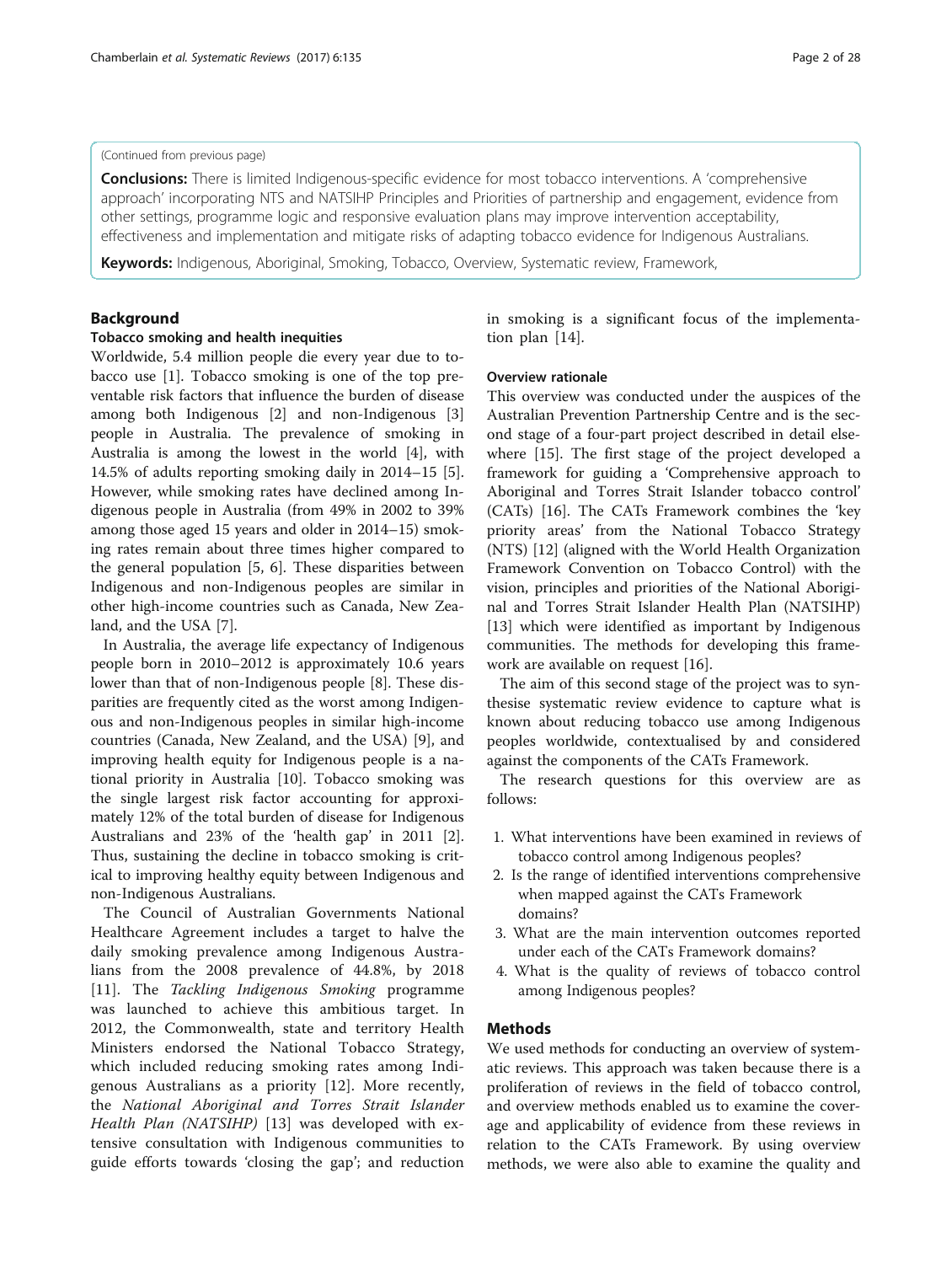(Continued from previous page)

**Conclusions:** There is limited Indigenous-specific evidence for most tobacco interventions. A 'comprehensive approach' incorporating NTS and NATSIHP Principles and Priorities of partnership and engagement, evidence from other settings, programme logic and responsive evaluation plans may improve intervention acceptability, effectiveness and implementation and mitigate risks of adapting tobacco evidence for Indigenous Australians.

**Keywords:** Indigenous, Aboriginal, Smoking, Tobacco, Overview, Systematic review, Framework,

## Background

### Tobacco smoking and health inequities

Worldwide, 5.4 million people die every year due to tobacco use [1]. Tobacco smoking is one of the top preventable risk factors that influence the burden of disease among both Indigenous [2] and non-Indigenous [3] people in Australia. The prevalence of smoking in Australia is among the lowest in the world [4], with 14.5% of adults reporting smoking daily in 2014–15 [5]. However, while smoking rates have declined among Indigenous people in Australia (from 49% in 2002 to 39% among those aged 15 years and older in 2014–15) smoking rates remain about three times higher compared to the general population [5, 6]. These disparities between Indigenous and non-Indigenous peoples are similar in other high-income countries such as Canada, New Zealand, and the USA [7].

In Australia, the average life expectancy of Indigenous people born in 2010–2012 is approximately 10.6 years lower than that of non-Indigenous people [8]. These disparities are frequently cited as the worst among Indigenous and non-Indigenous peoples in similar high-income countries (Canada, New Zealand, and the USA) [9], and improving health equity for Indigenous people is a national priority in Australia [10]. Tobacco smoking was the single largest risk factor accounting for approximately 12% of the total burden of disease for Indigenous Australians and 23% of the 'health gap' in 2011 [2]. Thus, sustaining the decline in tobacco smoking is critical to improving healthy equity between Indigenous and non-Indigenous Australians.

The Council of Australian Governments National Healthcare Agreement includes a target to halve the daily smoking prevalence among Indigenous Australians from the 2008 prevalence of 44.8%, by 2018 [11]. The *Tackling Indigenous Smoking* programme was launched to achieve this ambitious target. In 2012, the Commonwealth, state and territory Health Ministers endorsed the National Tobacco Strategy, which included reducing smoking rates among Indigenous Australians as a priority [12]. More recently, the *National Aboriginal and Torres Strait Islander Health Plan (NATSIHP)* [13] was developed with extensive consultation with Indigenous communities to guide efforts towards 'closing the gap'; and reduction in smoking is a significant focus of the implementation plan [14].

### Overview rationale

This overview was conducted under the auspices of the Australian Prevention Partnership Centre and is the second stage of a four-part project described in detail elsewhere [15]. The first stage of the project developed a framework for guiding a 'Comprehensive approach to Aboriginal and Torres Strait Islander tobacco control' (CATs) [16]. The CATs Framework combines the 'key priority areas' from the National Tobacco Strategy (NTS) [12] (aligned with the World Health Organization Framework Convention on Tobacco Control) with the vision, principles and priorities of the National Aboriginal and Torres Strait Islander Health Plan (NATSIHP) [13] which were identified as important by Indigenous communities. The methods for developing this framework are available on request [16].

The aim of this second stage of the project was to synthesise systematic review evidence to capture what is known about reducing tobacco use among Indigenous peoples worldwide, contextualised by and considered against the components of the CATs Framework.

The research questions for this overview are as follows:

1. What interventions have been examined in reviews of tobacco control among Indigenous peoples?
2. Is the range of identified interventions comprehensive when mapped against the CATs Framework domains?
3. What are the main intervention outcomes reported under each of the CATs Framework domains?
4. What is the quality of reviews of tobacco control among Indigenous peoples?

## Methods

We used methods for conducting an overview of systematic reviews. This approach was taken because there is a proliferation of reviews in the field of tobacco control, and overview methods enabled us to examine the coverage and applicability of evidence from these reviews in relation to the CATs Framework. By using overview methods, we were also able to examine the quality and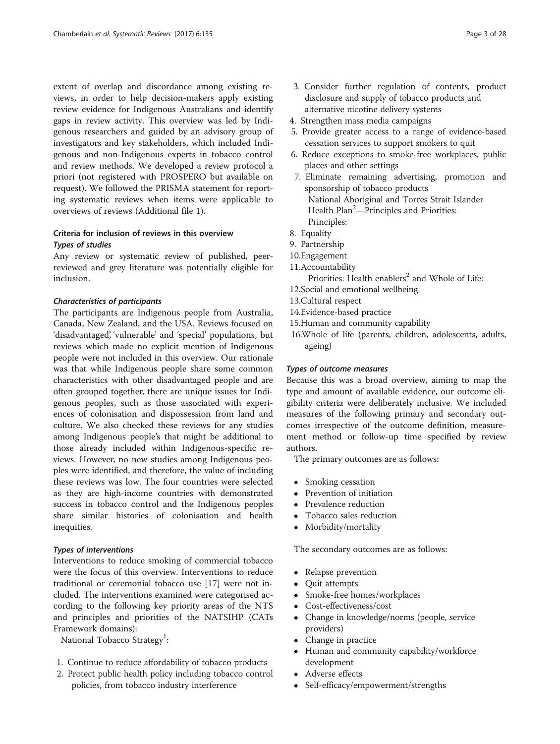extent of overlap and discordance among existing reviews, in order to help decision-makers apply existing review evidence for Indigenous Australians and identify gaps in review activity. This overview was led by Indigenous researchers and guided by an advisory group of investigators and key stakeholders, which included Indigenous and non-Indigenous experts in tobacco control and review methods. We developed a review protocol a priori (not registered with PROSPERO but available on request). We followed the PRISMA statement for reporting systematic reviews when items were applicable to overviews of reviews (Additional file 1).

## Criteria for inclusion of reviews in this overview

### *Types of studies*

Any review or systematic review of published, peer-reviewed and grey literature was potentially eligible for inclusion.

### *Characteristics of participants*

The participants are Indigenous people from Australia, Canada, New Zealand, and the USA. Reviews focused on 'disadvantaged', 'vulnerable' and 'special' populations, but reviews which made no explicit mention of Indigenous people were not included in this overview. Our rationale was that while Indigenous people share some common characteristics with other disadvantaged people and are often grouped together, there are unique issues for Indigenous peoples, such as those associated with experiences of colonisation and dispossession from land and culture. We also checked these reviews for any studies among Indigenous people's that might be additional to those already included within Indigenous-specific reviews. However, no new studies among Indigenous peoples were identified, and therefore, the value of including these reviews was low. The four countries were selected as they are high-income countries with demonstrated success in tobacco control and the Indigenous peoples share similar histories of colonisation and health inequities.

### *Types of interventions*

Interventions to reduce smoking of commercial tobacco were the focus of this overview. Interventions to reduce traditional or ceremonial tobacco use [17] were not included. The interventions examined were categorised according to the following key priority areas of the NTS and principles and priorities of the NATSIHP (CATs Framework domains):

National Tobacco Strategy[1]:

1. Continue to reduce affordability of tobacco products
2. Protect public health policy including tobacco control policies, from tobacco industry interference
3. Consider further regulation of contents, product disclosure and supply of tobacco products and alternative nicotine delivery systems
4. Strengthen mass media campaigns
5. Provide greater access to a range of evidence-based cessation services to support smokers to quit
6. Reduce exceptions to smoke-free workplaces, public places and other settings
7. Eliminate remaining advertising, promotion and sponsorship of tobacco products

National Aboriginal and Torres Strait Islander Health Plan[2]—Principles and Priorities:

Principles:

8. Equality
9. Partnership
10. Engagement
11. Accountability

Priorities: Health enablers[2] and Whole of Life:

12. Social and emotional wellbeing
13. Cultural respect
14. Evidence-based practice
15. Human and community capability
16. Whole of life (parents, children, adolescents, adults, ageing)

### *Types of outcome measures*

Because this was a broad overview, aiming to map the type and amount of available evidence, our outcome eligibility criteria were deliberately inclusive. We included measures of the following primary and secondary outcomes irrespective of the outcome definition, measurement method or follow-up time specified by review authors.

The primary outcomes are as follows:

- Smoking cessation
- Prevention of initiation
- Prevalence reduction
- Tobacco sales reduction
- Morbidity/mortality

The secondary outcomes are as follows:

- Relapse prevention
- Quit attempts
- Smoke-free homes/workplaces
- Cost-effectiveness/cost
- Change in knowledge/norms (people, service providers)
- Change in practice
- Human and community capability/workforce development
- Adverse effects
- Self-efficacy/empowerment/strengths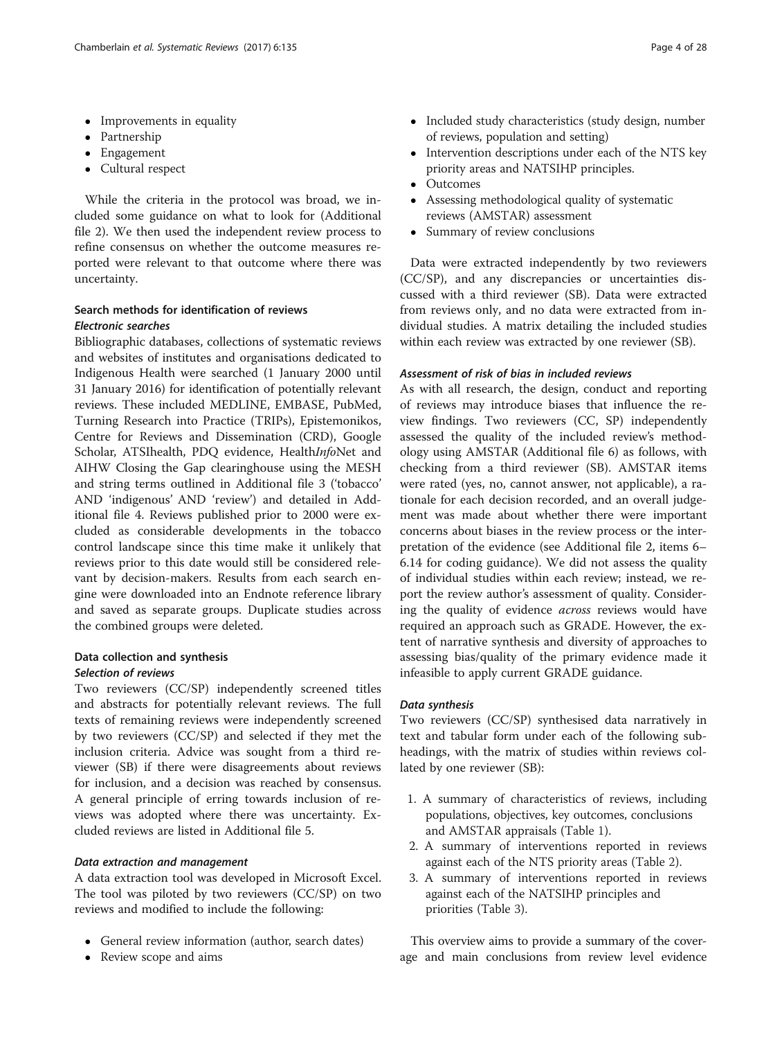- Improvements in equality
- Partnership
- Engagement
- Cultural respect

While the criteria in the protocol was broad, we included some guidance on what to look for (Additional file 2). We then used the independent review process to refine consensus on whether the outcome measures reported were relevant to that outcome where there was uncertainty.

## Search methods for identification of reviews

### *Electronic searches*

Bibliographic databases, collections of systematic reviews and websites of institutes and organisations dedicated to Indigenous Health were searched (1 January 2000 until 31 January 2016) for identification of potentially relevant reviews. These included MEDLINE, EMBASE, PubMed, Turning Research into Practice (TRIPs), Epistemonikos, Centre for Reviews and Dissemination (CRD), Google Scholar, ATSIhealth, PDQ evidence, Health*Info*Net and AIHW Closing the Gap clearinghouse using the MESH and string terms outlined in Additional file 3 ('tobacco' AND 'indigenous' AND 'review') and detailed in Additional file 4. Reviews published prior to 2000 were excluded as considerable developments in the tobacco control landscape since this time make it unlikely that reviews prior to this date would still be considered relevant by decision-makers. Results from each search engine were downloaded into an Endnote reference library and saved as separate groups. Duplicate studies across the combined groups were deleted.

## Data collection and synthesis

### *Selection of reviews*

Two reviewers (CC/SP) independently screened titles and abstracts for potentially relevant reviews. The full texts of remaining reviews were independently screened by two reviewers (CC/SP) and selected if they met the inclusion criteria. Advice was sought from a third reviewer (SB) if there were disagreements about reviews for inclusion, and a decision was reached by consensus. A general principle of erring towards inclusion of reviews was adopted where there was uncertainty. Excluded reviews are listed in Additional file 5.

### *Data extraction and management*

A data extraction tool was developed in Microsoft Excel. The tool was piloted by two reviewers (CC/SP) on two reviews and modified to include the following:

- General review information (author, search dates)
- Review scope and aims
- Included study characteristics (study design, number of reviews, population and setting)
- Intervention descriptions under each of the NTS key priority areas and NATSIHP principles.
- Outcomes
- Assessing methodological quality of systematic reviews (AMSTAR) assessment
- Summary of review conclusions

Data were extracted independently by two reviewers (CC/SP), and any discrepancies or uncertainties discussed with a third reviewer (SB). Data were extracted from reviews only, and no data were extracted from individual studies. A matrix detailing the included studies within each review was extracted by one reviewer (SB).

### *Assessment of risk of bias in included reviews*

As with all research, the design, conduct and reporting of reviews may introduce biases that influence the review findings. Two reviewers (CC, SP) independently assessed the quality of the included review's methodology using AMSTAR (Additional file 6) as follows, with checking from a third reviewer (SB). AMSTAR items were rated (yes, no, cannot answer, not applicable), a rationale for each decision recorded, and an overall judgement was made about whether there were important concerns about biases in the review process or the interpretation of the evidence (see Additional file 2, items 6–6.14 for coding guidance). We did not assess the quality of individual studies within each review; instead, we report the review author's assessment of quality. Considering the quality of evidence *across* reviews would have required an approach such as GRADE. However, the extent of narrative synthesis and diversity of approaches to assessing bias/quality of the primary evidence made it infeasible to apply current GRADE guidance.

### *Data synthesis*

Two reviewers (CC/SP) synthesised data narratively in text and tabular form under each of the following subheadings, with the matrix of studies within reviews collated by one reviewer (SB):

1. A summary of characteristics of reviews, including populations, objectives, key outcomes, conclusions and AMSTAR appraisals (Table 1).
2. A summary of interventions reported in reviews against each of the NTS priority areas (Table 2).
3. A summary of interventions reported in reviews against each of the NATSIHP principles and priorities (Table 3).

This overview aims to provide a summary of the coverage and main conclusions from review level evidence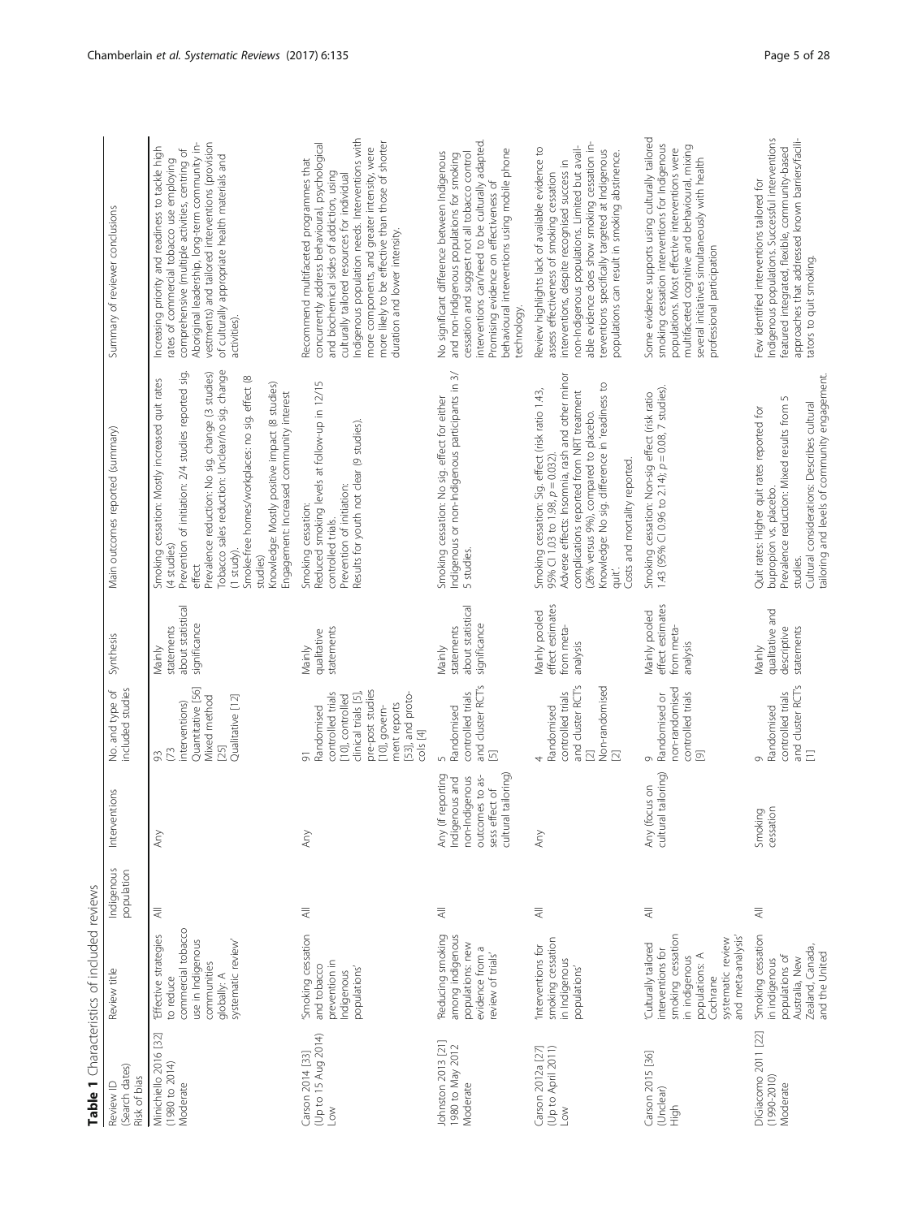**Table 1** Characteristics of included reviews

| Review ID (Search dates) Risk of bias | Review title | Indigenous population | Interventions | No. and type of included studies | Synthesis | Main outcomes reported (summary) | Summary of reviewer conclusions |
|---|---|---|---|---|---|---|---|
| Minichiello 2016 [32] (1980 to 2014) Moderate | 'Effective strategies to reduce commercial tobacco use in Indigenous communities globally: A systematic review' | All | Any | 93 (73 interventions) Quantitative [56] Mixed method [25] Qualitative [12] | Mainly statements about statistical significance | Smoking cessation: Mostly increased quit rates (4 studies) Prevention of initiation: 2/4 studies reported sig. effect Prevalence reduction: No sig. change (3 studies) Tobacco sales reduction: Unclear/no sig. change (1 study). Smoke-free homes/workplaces: no sig. effect (8 studies) Knowledge: Mostly positive impact (8 studies) Engagement: Increased community interest | Increasing priority and readiness to tackle high rates of commercial tobacco use employing comprehensive (multiple activities, centring of Aboriginal leadership, long-term community investments) and tailored interventions (provision of culturally appropriate health materials and activities). |
| Carson 2014 [33] (Up to 15 Aug 2014) Low | 'Smoking cessation and tobacco prevention in Indigenous populations' | All | Any | 91 Randomised controlled trials [10], controlled clinical trials [5], pre-post studies [10], government reports [53], and protocols [4] | Mainly qualitative statements | Smoking cessation: Reduced smoking levels at follow-up in 12/15 controlled trials. Prevention of initiation: Results for youth not clear (9 studies). | Recommend multifaceted programmes that concurrently address behavioural, psychological and biochemical sides of addiction, using culturally tailored resources for individual Indigenous population needs. Interventions with more components, and greater intensity, were more likely to be effective than those of shorter duration and lower intensity. |
| Johnston 2013 [21] 1980 to May 2012 Moderate | 'Reducing smoking among indigenous populations: new evidence from a review of trials' | All | Any (if reporting Indigenous and non-Indigenous outcomes to assess effect of cultural tailoring) | 5 Randomised controlled trials and cluster RCTs [5] | Mainly statements about statistical significance | Smoking cessation: No sig. effect for either Indigenous or non-Indigenous participants in 3/5 studies. | No significant difference between Indigenous and non-Indigenous populations for smoking cessation and suggest not all tobacco control interventions can/need to be culturally adapted. Promising evidence on effectiveness of behavioural interventions using mobile phone technology. |
| Carson 2012a [27] (Up to April 2011) Low | 'Interventions for smoking cessation in Indigenous populations' | All | Any | 4 Randomised controlled trials and cluster RCTs [2] Non-randomised [2] | Mainly pooled effect estimates from meta-analysis | Smoking cessation: Sig. effect (risk ratio 1.43, 95% CI 1.03 to 1.98, $p = 0.032$). Adverse effects: Insomnia, rash and other minor complications reported from NRT treatment (26% versus 9%), compared to placebo. Knowledge: No sig. difference in 'readiness to quit'. Costs and mortality reported. | Review highlights lack of available evidence to assess effectiveness of smoking cessation interventions, despite recognised success in non-Indigenous populations. Limited but available evidence does show smoking cessation interventions specifically targeted at Indigenous populations can result in smoking abstinence. |
| Carson 2015 [36] (Unclear) High | 'Culturally tailored interventions for smoking cessation in indigenous populations: A Cochrane systematic review and meta-analysis' | All | Any (focus on cultural tailoring) | 9 Randomised or non-randomised controlled trials [9] | Mainly pooled effect estimates from meta-analysis | Smoking cessation: Non-sig effect (risk ratio 1.43 (95% CI 0.96 to 2.14); $p = 0.08$, 7 studies). | Some evidence supports using culturally tailored smoking cessation interventions for Indigenous populations. Most effective interventions were multifaceted cognitive and behavioural, mixing several initiatives simultaneously with health professional participation |
| DiGiacomo 2011 [22] (1990-2010) Moderate | 'Smoking cessation in indigenous populations of Australia, New Zealand, Canada, and the United | All | Smoking cessation | 9 Randomised controlled trials and cluster RCTs [1] | Mainly qualitative and descriptive statements | Quit rates: Higher quit rates reported for bupropion vs. placebo. Prevalence reduction: Mixed results from 5 studies. Cultural considerations: Describes cultural tailoring and levels of community engagement. | Few identified interventions tailored for Indigenous populations. Successful interventions featured integrated, flexible, community-based approaches that addressed known barriers/facilitators to quit smoking. |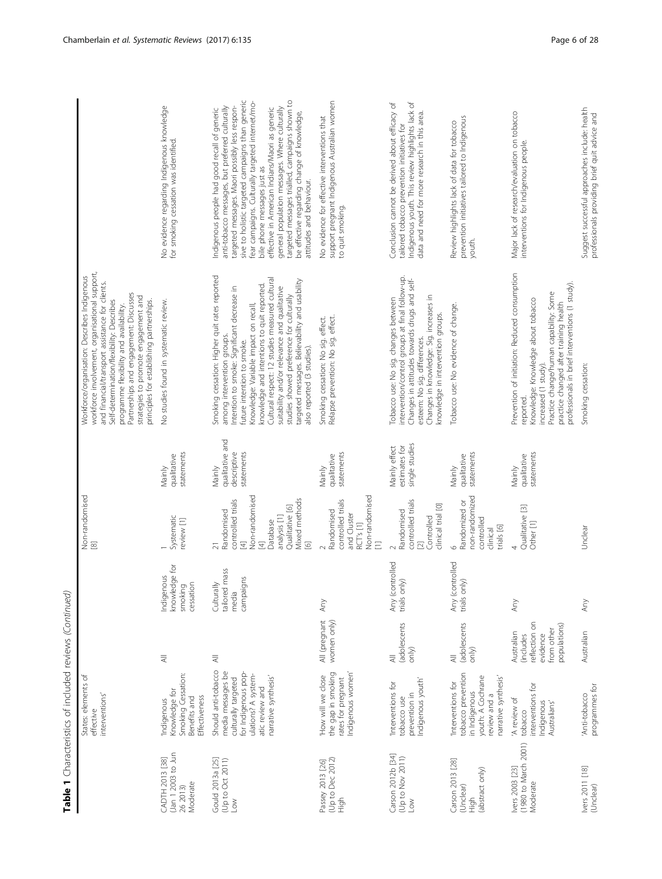**Table 1** Characteristics of included reviews *(Continued)*

| | States: elements of effective interventions' | | | Non-randomised [8] | | Workforce/organisation: Describes Indigenous workforce involvement, organisational support, and financial/transport assistance for clients. Self-determination/flexibility: Describes programme flexibility and availability. Partnerships and engagement: Discusses strategies to promote engagement and principles for establishing partnerships. | |
|---|---|---|---|---|---|---|---|
| CADTH 2013 [38] (Jan 1 2003 to Jun 26 2013) Moderate | 'Indigenous Knowledge for Smoking Cessation: Benefits and Effectiveness | All | Indigenous knowledge for smoking cessation | 1 Systematic review [1] | Mainly qualitative statements | No studies found in systematic review. | No evidence regarding Indigenous knowledge for smoking cessation was identified. |
| Gould 2013a [25] (Up to Oct 2011) Low | Should anti-tobacco media messages be culturally targeted for Indigenous populations? A systematic review and narrative synthesis' | All | Culturally tailored mass media campaigns | 21 Randomised controlled trials [4] Non-randomised [4] Database analysis [1] Qualitative [6] Mixed methods [6] | Mainly qualitative and descriptive statements | Smoking cessation: Higher quit rates reported among intervention groups. Intention to smoke: Significant decrease in future intention to smoke. Knowledge: Variable impact on recall, knowledge and intentions to quit reported. Cultural respect: 12 studies measured cultural suitability and/or relevance and qualitative studies showed preference for culturally targeted messages. Believability and usability also reported (3 studies). | Indigenous people had good recall of generic anti-tobacco messages, but preferred culturally targeted messages. Maori possibly less responsive to holistic targeted campaigns than generic fear campaigns. Culturally targeted internet/mobile phone messages just as effective in American Indians/Maori as generic general population messages. Where culturally targeted messages trialled, campaigns shown to be effective regarding change of knowledge, attitudes and behaviour. |
| Passey 2013 [26] (Up to Dec 2012) High | 'How will we close the gap in smoking rates for pregnant Indigenous women' | All (pregnant women only) | Any | 2 Randomised controlled trials and Cluster RCT's [1] Non-randomised [1] | Mainly qualitative statements | Smoking cessation: No sig. effect. Relapse prevention: No sig. effect. | No evidence for effective interventions that support pregnant Indigenous Australian women to quit smoking. |
| Carson 2012b [34] (Up to Nov 2011) Low | 'Interventions for tobacco use prevention in Indigenous youth' | All (adolescents only) | Any (controlled trials only) | 2 Randomised controlled trials [2] Controlled clinical trial [0] | Mainly effect estimates for single studies | Tobacco use: No sig. changes between intervention/control groups at final follow-up. Changes in attitudes towards drugs and self-esteem: No sig. differences. Changes in knowledge: Sig. increases in knowledge in intervention groups. | Conclusion cannot be derived about efficacy of tailored tobacco prevention initiatives for Indigenous youth. This review highlights lack of data and need for more research in this area. |
| Carson 2013 [28] (Unclear) High (abstract only) | 'Interventions for tobacco prevention in Indigenous youth: A Cochrane review and a narrative synthesis' | All (adolescents only) | Any (controlled trials only) | 6 Randomized or non-randomized controlled clinical trials [6] | Mainly qualitative statements | Tobacco use: No evidence of change. | Review highlights lack of data for tobacco prevention initiatives tailored to Indigenous youth. |
| Ivers 2003 [23] (1980 to March 2001) Moderate | 'A review of tobacco interventions for Indigenous Australians' | Australian (includes reflection on evidence from other populations) | Any | 4 Qualitative [3] Other [1] | Mainly qualitative statements | Prevention of initiation: Reduced consumption reported. Knowledge: Knowledge about tobacco increased (1 study). Practice change/human capability: Some practice changed after training health professionals in brief interventions (1 study). | Major lack of research/evaluation on tobacco interventions for Indigenous people. |
| Ivers 2011 [18] (Unclear) | 'Anti-tobacco programmes for | Australian | Any | Unclear | | Smoking cessation: | Suggest successful approaches include: health professionals providing brief quit advice and |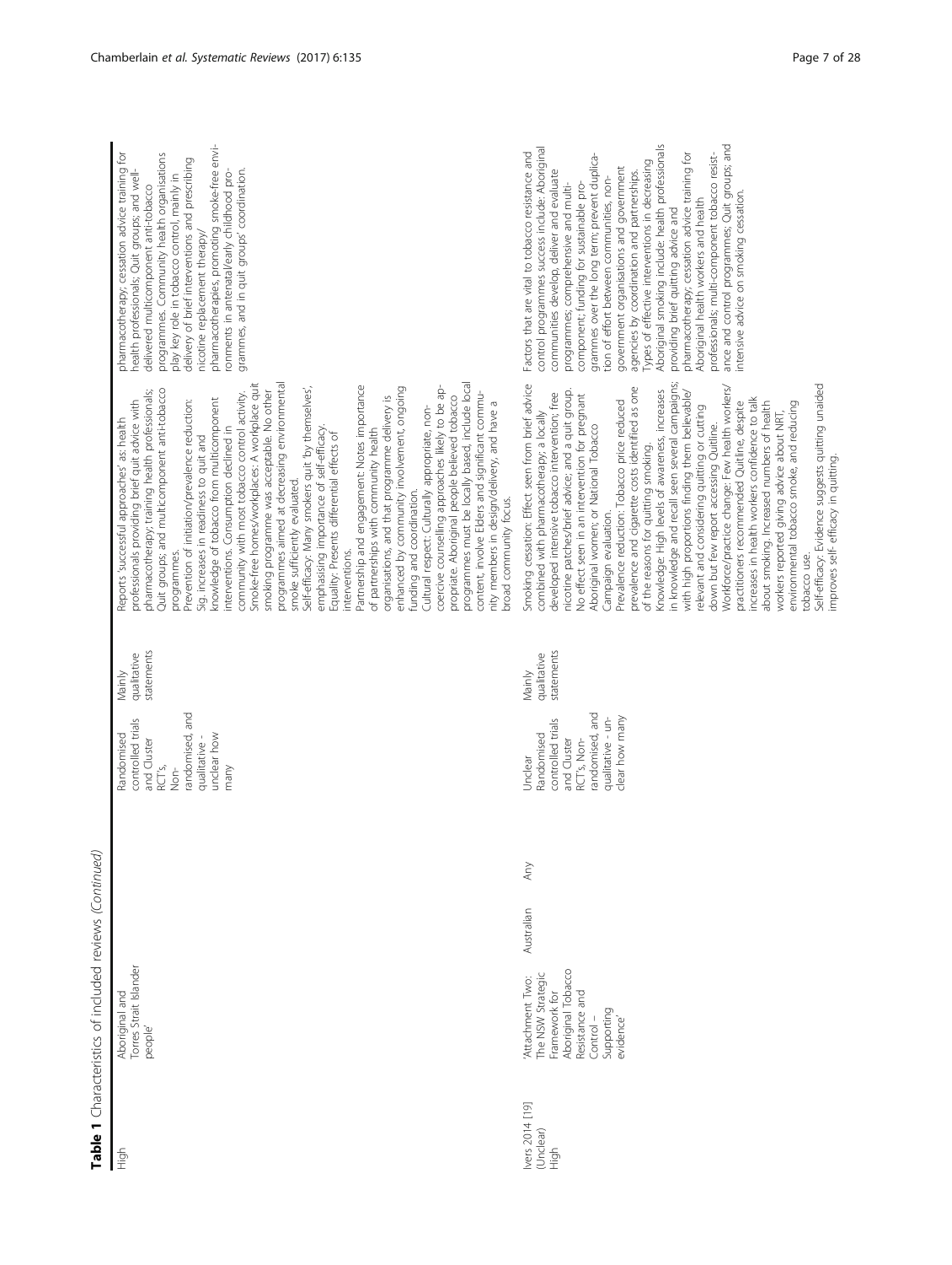**Table 1** Characteristics of included reviews *(Continued)*

| | | | | | | | |
|---|---|---|---|---|---|---|---|
| High | Aboriginal and Torres Strait Islander people' | | | Randomised controlled trials and Cluster RCT's, Non-randomised, and qualitative - unclear how many | Mainly qualitative statements | Reports 'successful approaches' as: health professionals providing brief quit advice with pharmacotherapy; training health professionals; Quit groups; and multicomponent anti-tobacco programmes. Prevention of initiation/prevalence reduction: Sig. increases in readiness to quit and knowledge of tobacco from multicomponent interventions. Consumption declined in community with most tobacco control activity. Smoke-free homes/workplaces: A workplace quit smoking programme was acceptable. No other programmes aimed at decreasing environmental smoke sufficiently evaluated. Self-efficacy: Many smokers quit 'by themselves', emphasising importance of self-efficacy. Equality: Presents differential effects of interventions. Partnership and engagement: Notes importance of partnerships with community health organisations, and that programme delivery is enhanced by community involvement, ongoing funding and coordination. Cultural respect: Culturally appropriate, non-coercive counselling approaches likely to be appropriate. Aboriginal people believed tobacco programmes must be locally based, include local content, involve Elders and significant community members in design/delivery, and have a broad community focus. | pharmacotherapy; cessation advice training for health professionals; Quit groups; and well-delivered multicomponent anti-tobacco programmes. Community health organisations play key role in tobacco control, mainly in delivery of brief interventions and prescribing nicotine replacement therapy/ pharmacotherapies, promoting smoke-free environments in antenatal/early childhood programmes, and in quit groups' coordination. |
| Ivers 2014 [19] (Unclear) High | 'Attachment Two: The NSW Strategic Framework for Aboriginal Tobacco Resistance and Control – Supporting evidence' | Australian | Any | Unclear Randomised controlled trials and Cluster RCT's, Non-randomised, and qualitative - unclear how many | Mainly qualitative statements | Smoking cessation: Effect seen from brief advice combined with pharmacotherapy; a locally developed intensive tobacco intervention; free nicotine patches/brief advice; and a quit group. No effect seen in an intervention for pregnant Aboriginal women; or National Tobacco Campaign evaluation. Prevalence reduction: Tobacco price reduced prevalence and cigarette costs identified as one of the reasons for quitting smoking. Knowledge: High levels of awareness, increases in knowledge and recall seen several campaigns; with high proportions finding them believable/ relevant and considering quitting or cutting down but few report accessing Quitline. Workforce/practice change: Few health workers/ practitioners recommended Quitline, despite increases in health workers confidence to talk about smoking. Increased numbers of health workers reported giving advice about NRT, environmental tobacco smoke, and reducing tobacco use. Self-efficacy: Evidence suggests quitting unaided improves self- efficacy in quitting. | Factors that are vital to tobacco resistance and control programmes success include: Aboriginal communities develop, deliver and evaluate programmes; comprehensive and multi-component; funding for sustainable programmes over the long term; prevent duplication of effort between communities, non-government organisations and government agencies by coordination and partnerships. Types of effective interventions in decreasing Aboriginal smoking include: health professionals providing brief quitting advice and pharmacotherapy; cessation advice training for Aboriginal health workers and health professionals; multi-component tobacco resistance and control programmes; Quit groups; and intensive advice on smoking cessation. |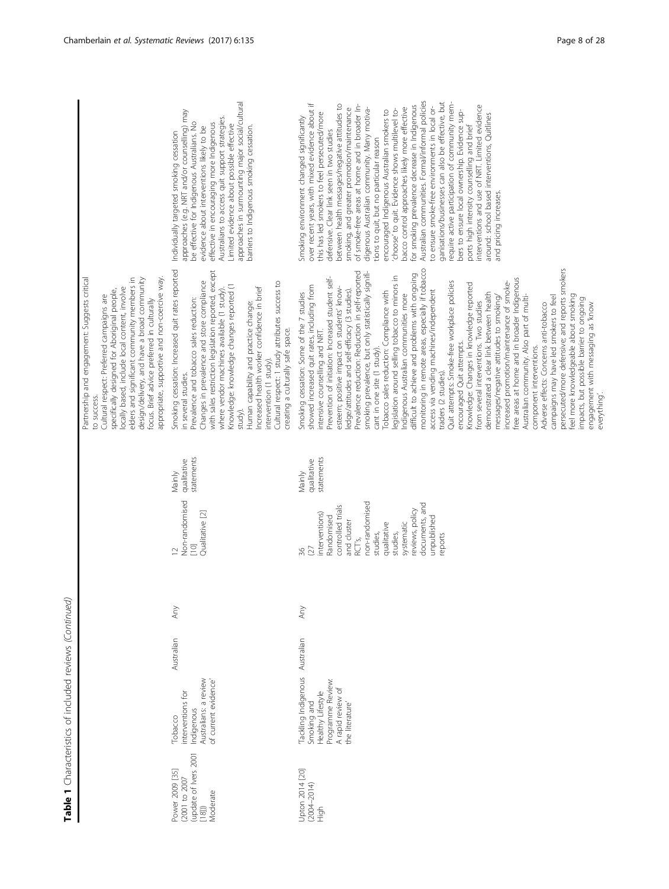**Table 1** Characteristics of included reviews *(Continued)*

| | | | | | | | |
|---|---|---|---|---|---|---|---|
| | | | | | | Partnership and engagement: Suggests critical to success. Cultural respect: Preferred campaigns are specifically designed for Aboriginal people, locally based, include local content, involve elders and significant community members in design/delivery, and have a broad community focus. Brief advice preferred in culturally appropriate, supportive and non-coercive way. | |
| Power 2009 [35] (2001 to 2007 (update of Ivers 2001 [18])) Moderate | 'Tobacco interventions for Indigenous Australians: a review of current evidence' | Australian | Any | 12 Non-randomised [10] Qualitative [2] | Mainly qualitative statements | Smoking cessation: Increased quit rates reported in several studies. Prevalence and tobacco sales reduction: Changes in prevalence and store compliance with sales restriction legislation reported, except where vendor machines available (1 study). Knowledge: knowledge changes reported (1 study). Human capability and practice change: Increased health worker confidence in brief intervention (1 study). Cultural respect: 1 study attributes success to creating a culturally safe space. | Individually targeted smoking cessation approaches (e.g. NRT and/or counselling) may be effective for Indigenous Australians. No evidence about interventions likely to be effective in encouraging more Indigenous Australians to access quit support strategies. Limited evidence about possible effective approaches in surmounting major social/cultural barriers to Indigenous smoking cessation. |
| Upton 2014 [20] (2004–2014) High | 'Tackling Indigenous Smoking and Healthy Lifestyle Programme Review: A rapid review of the literature' | Australian | Any | 36 (27 interventions) Randomised controlled trials and cluster RCT's, non-randomised studies, qualitative studies, systematic reviews, policy documents, and unpublished reports | Mainly qualitative statements | Smoking cessation: Some of the 7 studies showed increased quit rates, including from intensive counselling and NRT. Prevention of initiation: Increased student self-esteem; positive impact on students' knowledge/attitudes and self-efficacy (3 studies). Prevalence reduction: Reduction in self-reported smoking prevalence, but only statistically significant in one site (1 study). Tobacco sales reduction: Compliance with legislation around selling tobacco to minors in Indigenous Australian communities more difficult to achieve and problems with ongoing monitoring in remote areas, especially if tobacco access via vending machines/independent traders (2 studies). Quit attempts: Smoke-free workplace policies encouraged Quit attempts. Knowledge: Changes in knowledge reported from several interventions. Two studies demonstrated a clear link between health messages/negative attitudes to smoking/ increased promotion/maintenance of smoke-free areas at home and in broader Indigenous Australian community. Also part of multi-component interventions. Adverse effects: Concerns anti-tobacco campaigns may have led smokers to feel persecuted/more defensive; and reports smokers feel more knowledgeable about smoking impacts, but possible barrier to ongoing engagement with messaging as 'know everything'. | Smoking environment changed significantly over recent years, with mixed evidence about if this has led smokers to feel persecuted/more defensive. Clear link seen in two studies between health messages/negative attitudes to smoking, and greater promotion/maintenance of smoke-free areas at home and in broader Indigenous Australian community. Many motivations to quit, but no particular reason encouraged Indigenous Australian smokers to 'choose' to quit. Evidence shows multilevel tobacco control approaches likely more effective for smoking prevalence decrease in Indigenous Australian communities. Formal/informal policies to ensure smoke-free environments in local organisations/businesses can also be effective, but require active participation of community members to ensure local ownership. Evidence supports high intensity counselling and brief interventions and use of NRT. Limited evidence around: school based interventions, Quitlines and pricing increases. |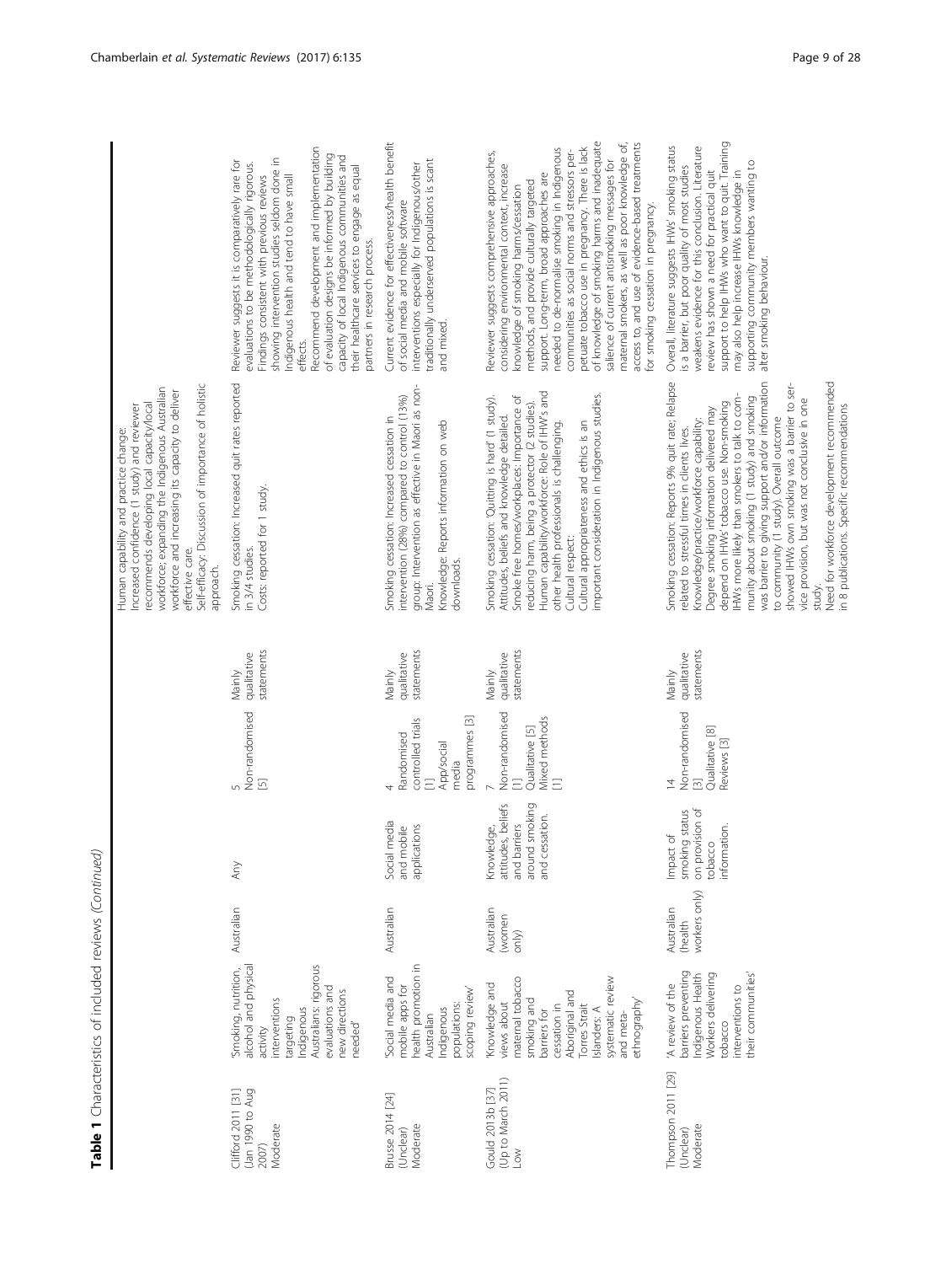**Table 1** Characteristics of included reviews (Continued)

| | | | | | | | |
|---|---|---|---|---|---|---|---|
| | | | | | | Human capability and practice change: Increased confidence (1 study) and reviewer recommends developing local capacity/local workforce; expanding the Indigenous Australian workforce and increasing its capacity to deliver effective care.<br>Self-efficacy: Discussion of importance of holistic approach. | |
| Clifford 2011 [31] (Jan 1990 to Aug 2007) Moderate | 'Smoking, nutrition, alcohol and physical activity interventions targeting Indigenous Australians: rigorous evaluations and new directions needed' | Australian | Any | 5 Non-randomised [5] | Mainly qualitative statements | Smoking cessation: Increased quit rates reported in 3/4 studies.<br>Costs: reported for 1 study. | Reviewer suggests it is comparatively rare for evaluations to be methodologically rigorous. Findings consistent with previous reviews showing intervention studies seldom done in Indigenous health and tend to have small effects.<br>Recommend development and implementation of evaluation designs be informed by building capacity of local Indigenous communities and their healthcare services to engage as equal partners in research process. |
| Brusse 2014 [24] (Unclear) Moderate | 'Social media and mobile apps for health promotion in Australian Indigenous populations: scoping review' | Australian | Social media and mobile applications | 4 Randomised controlled trials [1] App/social media programmes [3] | Mainly qualitative statements | Smoking cessation: Increased cessation in intervention (28%) compared to control (13%) group: Intervention as effective in Maori as non-Maori.<br>Knowledge: Reports information on web downloads. | Current evidence for effectiveness/health benefit of social media and mobile software interventions especially for Indigenous/other traditionally underserved populations is scant and mixed. |
| Gould 2013b [37] (Up to March 2011) Low | 'Knowledge and views about maternal tobacco smoking and barriers for cessation in Aboriginal and Torres Strait Islanders: A systematic review and meta-ethnography' | Australian (women only) | Knowledge, attitudes, beliefs and barriers around smoking and cessation. | 7 Non-randomised [1] Qualitative [5] Mixed methods [1] | Mainly qualitative statements | Smoking cessation: 'Quitting is hard' (1 study). Attitudes, beliefs and knowledge detailed.<br>Smoke free homes/workplaces: Importance of reducing harm, being a protector (2 studies).<br>Human capability/workforce: Role of IHW's and other health professionals is challenging.<br>Cultural respect:<br>Cultural appropriateness and ethics is an important consideration in Indigenous studies. | Reviewer suggests comprehensive approaches, considering environmental context, increase knowledge of smoking harms/cessation methods, and provide culturally targeted support. Long-term, broad approaches are needed to de-normalise smoking in Indigenous communities as social norms and stressors perpetuate tobacco use in pregnancy. There is lack of knowledge of smoking harms and inadequate maternal smokers, as well as poor knowledge of, access to, and use of evidence-based treatments for smoking cessation in pregnancy. |
| Thompson 2011 [29] (Unclear) Moderate | 'A review of the barriers preventing Indigenous Health Workers delivering tobacco interventions to their communities' | Australian (health workers only) | Impact of smoking status on provision of tobacco information. | 14 Non-randomised [3] Qualitative [8] Reviews [3] | Mainly qualitative statements | Smoking cessation: Reports 9% quit rate; Relapse related to stressful times in clients lives.<br>Knowledge/practice/workforce capability: Degree smoking information delivered may depend on IHWs' tobacco use. Non-smoking IHWs more likely than smokers to talk to community about smoking (1 study) and smoking was barrier to giving support and/or information to community (1 study). Overall outcome showed IHWs own smoking was a barrier to service provision, but was not conclusive in one study.<br>Need for workforce development recommended in 8 publications. Specific recommendations | Overall, literature suggests IHWs' smoking status is a barrier, but poor quality of most studies weakens evidence for this conclusion. Literature review has shown a need for practical quit support to help IHWs who want to quit. Training may also help increase IHWs knowledge in supporting community members wanting to alter smoking behaviour. |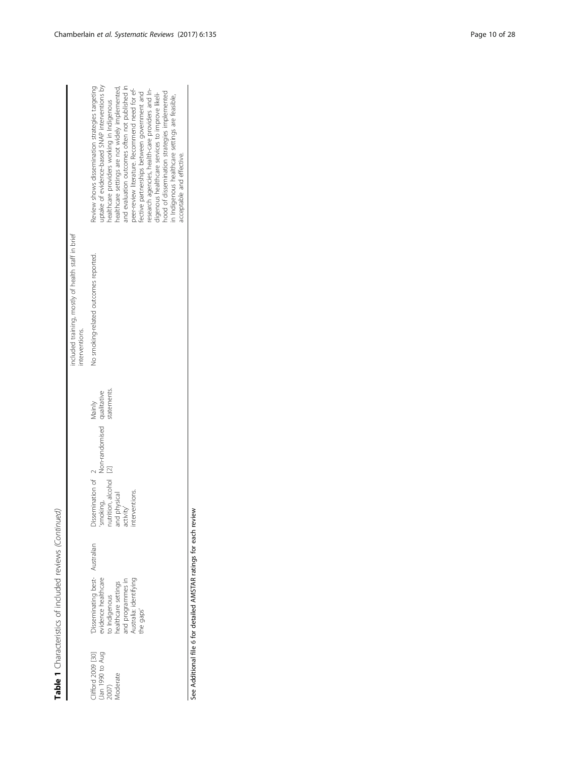**Table 1** Characteristics of included reviews *(Continued)*

| | | | | | | | |
|---|---|---|---|---|---|---|---|
| | | | | | | included training, mostly of health staff in brief interventions. | |
| Clifford 2009 [30] (Jan 1990 to Aug 2007) Moderate | 'Disseminating best-evidence healthcare to Indigenous healthcare settings and programmes in Australia: identifying the gaps' | Australian | Dissemination of 'smoking, nutrition, alcohol and physical activity' interventions. | 2 Non-randomised [2] | Mainly qualitative statements. | No smoking-related outcomes reported. | Review shows dissemination strategies targeting uptake of evidence-based SNAP interventions by healthcare providers working in Indigenous healthcare settings are not widely implemented, and evaluation outcomes often not published in peer-review literature. Recommend need for effective partnerships between government and research agencies, health-care providers and Indigenous healthcare services to improve likelihood of dissemination strategies implemented in Indigenous healthcare settings are feasible, acceptable and effective. |

See Additional file 6 for detailed AMSTAR ratings for each review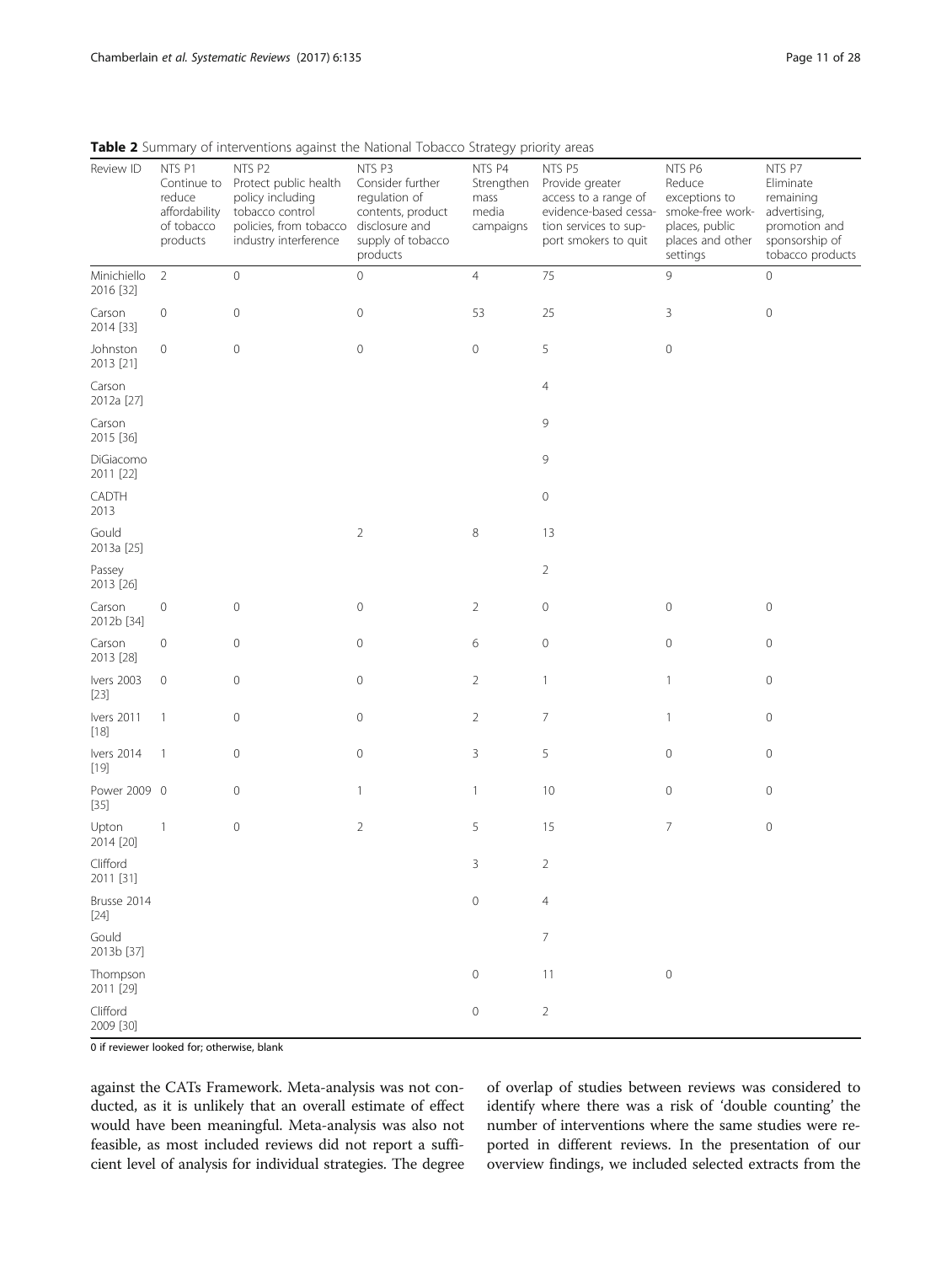**Table 2** Summary of interventions against the National Tobacco Strategy priority areas

| Review ID | NTS P1 Continue to reduce affordability of tobacco products | NTS P2 Protect public health policy including tobacco control policies, from tobacco industry interference | NTS P3 Consider further regulation of contents, product disclosure and supply of tobacco products | NTS P4 Strengthen mass media campaigns | NTS P5 Provide greater access to a range of evidence-based cessation services to support smokers to quit | NTS P6 Reduce exceptions to smoke-free workplaces, public places and other settings | NTS P7 Eliminate remaining advertising, promotion and sponsorship of tobacco products |
|---|---|---|---|---|---|---|---|
| Minichiello 2016 [32] | 2 | 0 | 0 | 4 | 75 | 9 | 0 |
| Carson 2014 [33] | 0 | 0 | 0 | 53 | 25 | 3 | 0 |
| Johnston 2013 [21] | 0 | 0 | 0 | 0 | 5 | 0 | |
| Carson 2012a [27] | | | | | 4 | | |
| Carson 2015 [36] | | | | | 9 | | |
| DiGiacomo 2011 [22] | | | | | 9 | | |
| CADTH 2013 | | | | | 0 | | |
| Gould 2013a [25] | | | 2 | 8 | 13 | | |
| Passey 2013 [26] | | | | | 2 | | |
| Carson 2012b [34] | 0 | 0 | 0 | 2 | 0 | 0 | 0 |
| Carson 2013 [28] | 0 | 0 | 0 | 6 | 0 | 0 | 0 |
| Ivers 2003 [23] | 0 | 0 | 0 | 2 | 1 | 1 | 0 |
| Ivers 2011 [18] | 1 | 0 | 0 | 2 | 7 | 1 | 0 |
| Ivers 2014 [19] | 1 | 0 | 0 | 3 | 5 | 0 | 0 |
| Power 2009 [35] | 0 | 0 | 1 | 1 | 10 | 0 | 0 |
| Upton 2014 [20] | 1 | 0 | 2 | 5 | 15 | 7 | 0 |
| Clifford 2011 [31] | | | | 3 | 2 | | |
| Brusse 2014 [24] | | | | 0 | 4 | | |
| Gould 2013b [37] | | | | | 7 | | |
| Thompson 2011 [29] | | | | 0 | 11 | 0 | |
| Clifford 2009 [30] | | | | 0 | 2 | | |

0 if reviewer looked for; otherwise, blank

against the CATs Framework. Meta-analysis was not conducted, as it is unlikely that an overall estimate of effect would have been meaningful. Meta-analysis was also not feasible, as most included reviews did not report a sufficient level of analysis for individual strategies. The degree of overlap of studies between reviews was considered to identify where there was a risk of 'double counting' the number of interventions where the same studies were reported in different reviews. In the presentation of our overview findings, we included selected extracts from the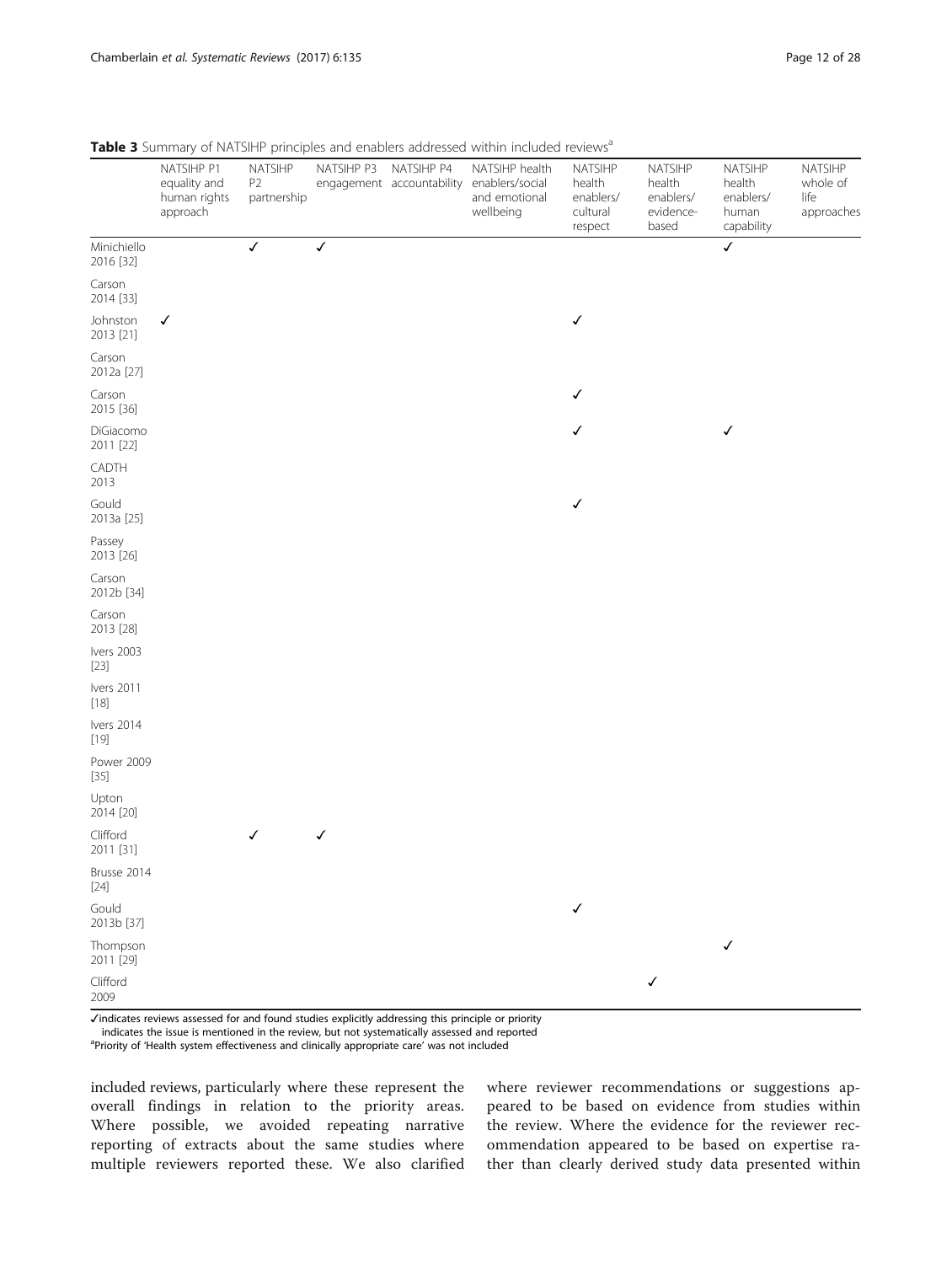**Table 3** Summary of NATSIHP principles and enablers addressed within included reviews[a]

| | NATSIHP P1 equality and human rights approach | NATSIHP P2 partnership | NATSIHP P3 engagement | NATSIHP P4 accountability | NATSIHP health enablers/social and emotional wellbeing | NATSIHP health enablers/cultural respect | NATSIHP health enablers/evidence-based | NATSIHP health enablers/human capability | NATSIHP whole of life approaches |
|---|---|---|---|---|---|---|---|---|---|
| Minichiello 2016 [32] | | ✓ | ✓ | | | | | ✓ | |
| Carson 2014 [33] | | | | | | | | | |
| Johnston 2013 [21] | ✓ | | | | | ✓ | | | |
| Carson 2012a [27] | | | | | | | | | |
| Carson 2015 [36] | | | | | | ✓ | | | |
| DiGiacomo 2011 [22] | | | | | | ✓ | | ✓ | |
| CADTH 2013 | | | | | | | | | |
| Gould 2013a [25] | | | | | | ✓ | | | |
| Passey 2013 [26] | | | | | | | | | |
| Carson 2012b [34] | | | | | | | | | |
| Carson 2013 [28] | | | | | | | | | |
| Ivers 2003 [23] | | | | | | | | | |
| Ivers 2011 [18] | | | | | | | | | |
| Ivers 2014 [19] | | | | | | | | | |
| Power 2009 [35] | | | | | | | | | |
| Upton 2014 [20] | | | | | | | | | |
| Clifford 2011 [31] | | ✓ | ✓ | | | | | | |
| Brusse 2014 [24] | | | | | | | | | |
| Gould 2013b [37] | | | | | | ✓ | | | |
| Thompson 2011 [29] | | | | | | | | ✓ | |
| Clifford 2009 | | | | | | | ✓ | | |

✓indicates reviews assessed for and found studies explicitly addressing this principle or priority

indicates the issue is mentioned in the review, but not systematically assessed and reported

[a]Priority of 'Health system effectiveness and clinically appropriate care' was not included

included reviews, particularly where these represent the overall findings in relation to the priority areas. Where possible, we avoided repeating narrative reporting of extracts about the same studies where multiple reviewers reported these. We also clarified where reviewer recommendations or suggestions appeared to be based on evidence from studies within the review. Where the evidence for the reviewer recommendation appeared to be based on expertise rather than clearly derived study data presented within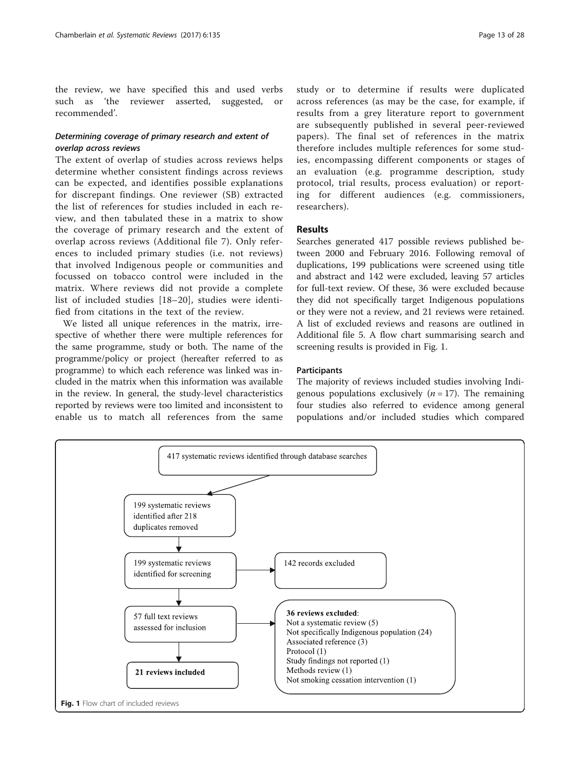the review, we have specified this and used verbs such as 'the reviewer asserted, suggested, or recommended'.

#### *Determining coverage of primary research and extent of overlap across reviews*

The extent of overlap of studies across reviews helps determine whether consistent findings across reviews can be expected, and identifies possible explanations for discrepant findings. One reviewer (SB) extracted the list of references for studies included in each review, and then tabulated these in a matrix to show the coverage of primary research and the extent of overlap across reviews (Additional file 7). Only references to included primary studies (i.e. not reviews) that involved Indigenous people or communities and focussed on tobacco control were included in the matrix. Where reviews did not provide a complete list of included studies [18–20], studies were identified from citations in the text of the review.

We listed all unique references in the matrix, irrespective of whether there were multiple references for the same programme, study or both. The name of the programme/policy or project (hereafter referred to as programme) to which each reference was linked was included in the matrix when this information was available in the review. In general, the study-level characteristics reported by reviews were too limited and inconsistent to enable us to match all references from the same study or to determine if results were duplicated across references (as may be the case, for example, if results from a grey literature report to government are subsequently published in several peer-reviewed papers). The final set of references in the matrix therefore includes multiple references for some studies, encompassing different components or stages of an evaluation (e.g. programme description, study protocol, trial results, process evaluation) or reporting for different audiences (e.g. commissioners, researchers).

## Results

Searches generated 417 possible reviews published between 2000 and February 2016. Following removal of duplications, 199 publications were screened using title and abstract and 142 were excluded, leaving 57 articles for full-text review. Of these, 36 were excluded because they did not specifically target Indigenous populations or they were not a review, and 21 reviews were retained. A list of excluded reviews and reasons are outlined in Additional file 5. A flow chart summarising search and screening results is provided in Fig. 1.

### Participants

The majority of reviews included studies involving Indigenous populations exclusively ($n = 17$). The remaining four studies also referred to evidence among general populations and/or included studies which compared

417 systematic reviews identified through database searches

199 systematic reviews identified after 218 duplicates removed

199 systematic reviews identified for screening → 142 records excluded

57 full text reviews assessed for inclusion → **36 reviews excluded**:
Not a systematic review (5)
Not specifically Indigenous population (24)
Associated reference (3)
Protocol (1)
Study findings not reported (1)
Methods review (1)
Not smoking cessation intervention (1)

**21 reviews included**

**Fig. 1** Flow chart of included reviews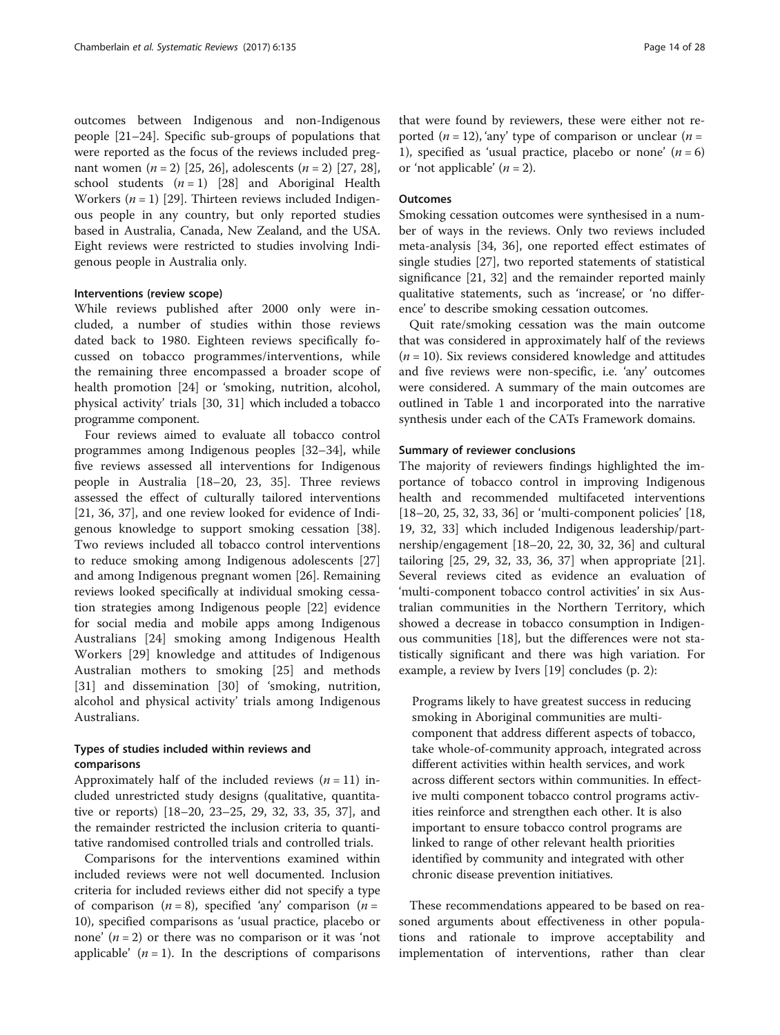outcomes between Indigenous and non-Indigenous people [21–24]. Specific sub-groups of populations that were reported as the focus of the reviews included pregnant women ($n = 2$) [25, 26], adolescents ($n = 2$) [27, 28], school students ($n = 1$) [28] and Aboriginal Health Workers ($n = 1$) [29]. Thirteen reviews included Indigenous people in any country, but only reported studies based in Australia, Canada, New Zealand, and the USA. Eight reviews were restricted to studies involving Indigenous people in Australia only.

#### Interventions (review scope)

While reviews published after 2000 only were included, a number of studies within those reviews dated back to 1980. Eighteen reviews specifically focussed on tobacco programmes/interventions, while the remaining three encompassed a broader scope of health promotion [24] or 'smoking, nutrition, alcohol, physical activity' trials [30, 31] which included a tobacco programme component.

Four reviews aimed to evaluate all tobacco control programmes among Indigenous peoples [32–34], while five reviews assessed all interventions for Indigenous people in Australia [18–20, 23, 35]. Three reviews assessed the effect of culturally tailored interventions [21, 36, 37], and one review looked for evidence of Indigenous knowledge to support smoking cessation [38]. Two reviews included all tobacco control interventions to reduce smoking among Indigenous adolescents [27] and among Indigenous pregnant women [26]. Remaining reviews looked specifically at individual smoking cessation strategies among Indigenous people [22] evidence for social media and mobile apps among Indigenous Australians [24] smoking among Indigenous Health Workers [29] knowledge and attitudes of Indigenous Australian mothers to smoking [25] and methods [31] and dissemination [30] of 'smoking, nutrition, alcohol and physical activity' trials among Indigenous Australians.

### Types of studies included within reviews and comparisons

Approximately half of the included reviews ($n = 11$) included unrestricted study designs (qualitative, quantitative or reports) [18–20, 23–25, 29, 32, 33, 35, 37], and the remainder restricted the inclusion criteria to quantitative randomised controlled trials and controlled trials.

Comparisons for the interventions examined within included reviews were not well documented. Inclusion criteria for included reviews either did not specify a type of comparison ($n = 8$), specified 'any' comparison ($n = 10$), specified comparisons as 'usual practice, placebo or none' ($n = 2$) or there was no comparison or it was 'not applicable' ($n = 1$). In the descriptions of comparisons that were found by reviewers, these were either not reported ($n = 12$), 'any' type of comparison or unclear ($n = 1$), specified as 'usual practice, placebo or none' ($n = 6$) or 'not applicable' ($n = 2$).

#### Outcomes

Smoking cessation outcomes were synthesised in a number of ways in the reviews. Only two reviews included meta-analysis [34, 36], one reported effect estimates of single studies [27], two reported statements of statistical significance [21, 32] and the remainder reported mainly qualitative statements, such as 'increase', or 'no difference' to describe smoking cessation outcomes.

Quit rate/smoking cessation was the main outcome that was considered in approximately half of the reviews ($n = 10$). Six reviews considered knowledge and attitudes and five reviews were non-specific, i.e. 'any' outcomes were considered. A summary of the main outcomes are outlined in Table 1 and incorporated into the narrative synthesis under each of the CATs Framework domains.

#### Summary of reviewer conclusions

The majority of reviewers findings highlighted the importance of tobacco control in improving Indigenous health and recommended multifaceted interventions [18–20, 25, 32, 33, 36] or 'multi-component policies' [18, 19, 32, 33] which included Indigenous leadership/partnership/engagement [18–20, 22, 30, 32, 36] and cultural tailoring [25, 29, 32, 33, 36, 37] when appropriate [21]. Several reviews cited as evidence an evaluation of 'multi-component tobacco control activities' in six Australian communities in the Northern Territory, which showed a decrease in tobacco consumption in Indigenous communities [18], but the differences were not statistically significant and there was high variation. For example, a review by Ivers [19] concludes (p. 2):

> Programs likely to have greatest success in reducing smoking in Aboriginal communities are multi-component that address different aspects of tobacco, take whole-of-community approach, integrated across different activities within health services, and work across different sectors within communities. In effective multi component tobacco control programs activities reinforce and strengthen each other. It is also important to ensure tobacco control programs are linked to range of other relevant health priorities identified by community and integrated with other chronic disease prevention initiatives.

These recommendations appeared to be based on reasoned arguments about effectiveness in other populations and rationale to improve acceptability and implementation of interventions, rather than clear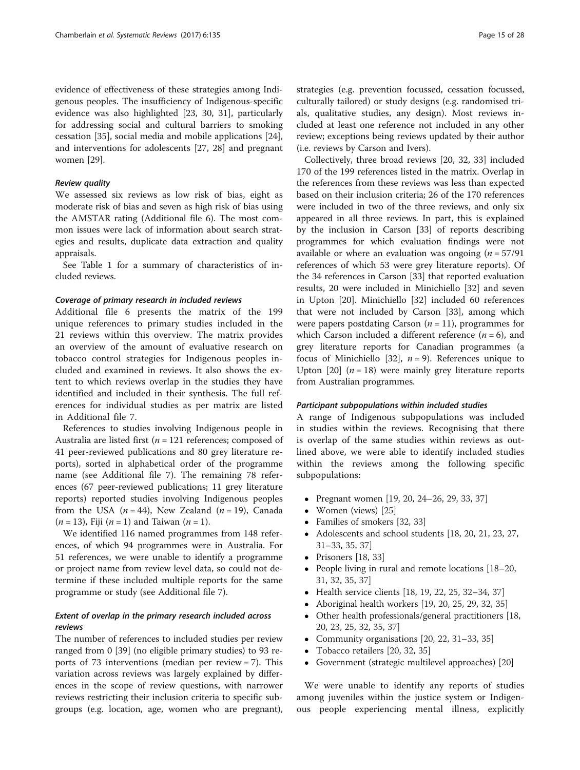evidence of effectiveness of these strategies among Indigenous peoples. The insufficiency of Indigenous-specific evidence was also highlighted [23, 30, 31], particularly for addressing social and cultural barriers to smoking cessation [35], social media and mobile applications [24], and interventions for adolescents [27, 28] and pregnant women [29].

#### *Review quality*

We assessed six reviews as low risk of bias, eight as moderate risk of bias and seven as high risk of bias using the AMSTAR rating (Additional file 6). The most common issues were lack of information about search strategies and results, duplicate data extraction and quality appraisals.

See Table 1 for a summary of characteristics of included reviews.

#### *Coverage of primary research in included reviews*

Additional file 6 presents the matrix of the 199 unique references to primary studies included in the 21 reviews within this overview. The matrix provides an overview of the amount of evaluative research on tobacco control strategies for Indigenous peoples included and examined in reviews. It also shows the extent to which reviews overlap in the studies they have identified and included in their synthesis. The full references for individual studies as per matrix are listed in Additional file 7.

References to studies involving Indigenous people in Australia are listed first ($n$ = 121 references; composed of 41 peer-reviewed publications and 80 grey literature reports), sorted in alphabetical order of the programme name (see Additional file 7). The remaining 78 references (67 peer-reviewed publications; 11 grey literature reports) reported studies involving Indigenous peoples from the USA ($n$ = 44), New Zealand ($n$ = 19), Canada ($n$ = 13), Fiji ($n$ = 1) and Taiwan ($n$ = 1).

We identified 116 named programmes from 148 references, of which 94 programmes were in Australia. For 51 references, we were unable to identify a programme or project name from review level data, so could not determine if these included multiple reports for the same programme or study (see Additional file 7).

### Extent of overlap in the primary research included across reviews

The number of references to included studies per review ranged from 0 [39] (no eligible primary studies) to 93 reports of 73 interventions (median per review = 7). This variation across reviews was largely explained by differences in the scope of review questions, with narrower reviews restricting their inclusion criteria to specific subgroups (e.g. location, age, women who are pregnant), strategies (e.g. prevention focussed, cessation focussed, culturally tailored) or study designs (e.g. randomised trials, qualitative studies, any design). Most reviews included at least one reference not included in any other review; exceptions being reviews updated by their author (i.e. reviews by Carson and Ivers).

Collectively, three broad reviews [20, 32, 33] included 170 of the 199 references listed in the matrix. Overlap in the references from these reviews was less than expected based on their inclusion criteria; 26 of the 170 references were included in two of the three reviews, and only six appeared in all three reviews. In part, this is explained by the inclusion in Carson [33] of reports describing programmes for which evaluation findings were not available or where an evaluation was ongoing ($n$ = 57/91 references of which 53 were grey literature reports). Of the 34 references in Carson [33] that reported evaluation results, 20 were included in Minichiello [32] and seven in Upton [20]. Minichiello [32] included 60 references that were not included by Carson [33], among which were papers postdating Carson ($n$ = 11), programmes for which Carson included a different reference ($n$ = 6), and grey literature reports for Canadian programmes (a focus of Minichiello [32], $n$ = 9). References unique to Upton [20] ($n$ = 18) were mainly grey literature reports from Australian programmes.

#### *Participant subpopulations within included studies*

A range of Indigenous subpopulations was included in studies within the reviews. Recognising that there is overlap of the same studies within reviews as outlined above, we were able to identify included studies within the reviews among the following specific subpopulations:

- Pregnant women [19, 20, 24–26, 29, 33, 37]
- Women (views) [25]
- Families of smokers [32, 33]
- Adolescents and school students [18, 20, 21, 23, 27, 31–33, 35, 37]
- Prisoners [18, 33]
- People living in rural and remote locations [18–20, 31, 32, 35, 37]
- Health service clients [18, 19, 22, 25, 32–34, 37]
- Aboriginal health workers [19, 20, 25, 29, 32, 35]
- Other health professionals/general practitioners [18, 20, 23, 25, 32, 35, 37]
- Community organisations [20, 22, 31–33, 35]
- Tobacco retailers [20, 32, 35]
- Government (strategic multilevel approaches) [20]

We were unable to identify any reports of studies among juveniles within the justice system or Indigenous people experiencing mental illness, explicitly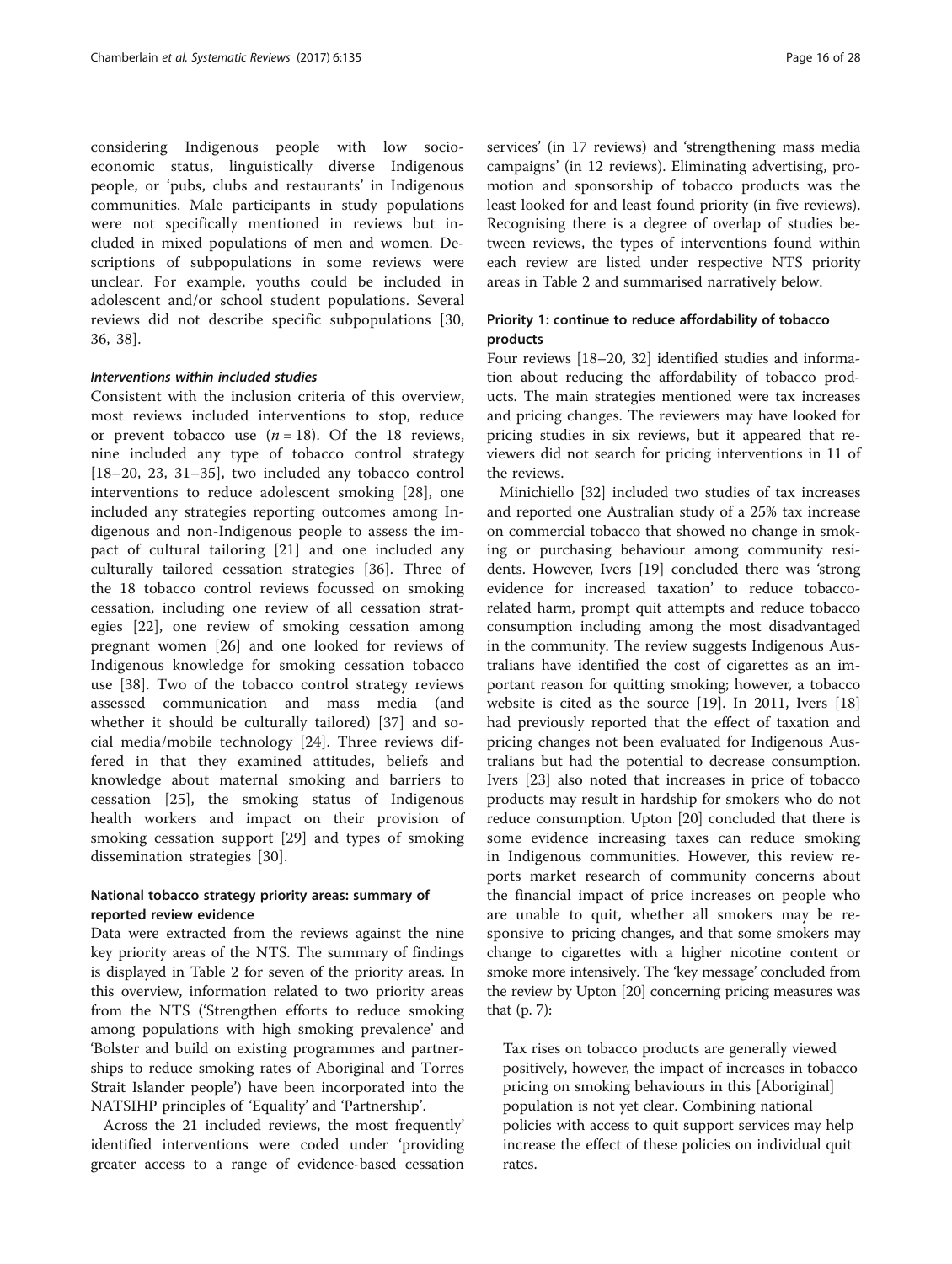considering Indigenous people with low socioeconomic status, linguistically diverse Indigenous people, or 'pubs, clubs and restaurants' in Indigenous communities. Male participants in study populations were not specifically mentioned in reviews but included in mixed populations of men and women. Descriptions of subpopulations in some reviews were unclear. For example, youths could be included in adolescent and/or school student populations. Several reviews did not describe specific subpopulations [30, 36, 38].

#### *Interventions within included studies*

Consistent with the inclusion criteria of this overview, most reviews included interventions to stop, reduce or prevent tobacco use ($n = 18$). Of the 18 reviews, nine included any type of tobacco control strategy [18–20, 23, 31–35], two included any tobacco control interventions to reduce adolescent smoking [28], one included any strategies reporting outcomes among Indigenous and non-Indigenous people to assess the impact of cultural tailoring [21] and one included any culturally tailored cessation strategies [36]. Three of the 18 tobacco control reviews focussed on smoking cessation, including one review of all cessation strategies [22], one review of smoking cessation among pregnant women [26] and one looked for reviews of Indigenous knowledge for smoking cessation tobacco use [38]. Two of the tobacco control strategy reviews assessed communication and mass media (and whether it should be culturally tailored) [37] and social media/mobile technology [24]. Three reviews differed in that they examined attitudes, beliefs and knowledge about maternal smoking and barriers to cessation [25], the smoking status of Indigenous health workers and impact on their provision of smoking cessation support [29] and types of smoking dissemination strategies [30].

### National tobacco strategy priority areas: summary of reported review evidence

Data were extracted from the reviews against the nine key priority areas of the NTS. The summary of findings is displayed in Table 2 for seven of the priority areas. In this overview, information related to two priority areas from the NTS ('Strengthen efforts to reduce smoking among populations with high smoking prevalence' and 'Bolster and build on existing programmes and partnerships to reduce smoking rates of Aboriginal and Torres Strait Islander people') have been incorporated into the NATSIHP principles of 'Equality' and 'Partnership'.

Across the 21 included reviews, the most frequently' identified interventions were coded under 'providing greater access to a range of evidence-based cessation services' (in 17 reviews) and 'strengthening mass media campaigns' (in 12 reviews). Eliminating advertising, promotion and sponsorship of tobacco products was the least looked for and least found priority (in five reviews). Recognising there is a degree of overlap of studies between reviews, the types of interventions found within each review are listed under respective NTS priority areas in Table 2 and summarised narratively below.

### Priority 1: continue to reduce affordability of tobacco products

Four reviews [18–20, 32] identified studies and information about reducing the affordability of tobacco products. The main strategies mentioned were tax increases and pricing changes. The reviewers may have looked for pricing studies in six reviews, but it appeared that reviewers did not search for pricing interventions in 11 of the reviews.

Minichiello [32] included two studies of tax increases and reported one Australian study of a 25% tax increase on commercial tobacco that showed no change in smoking or purchasing behaviour among community residents. However, Ivers [19] concluded there was 'strong evidence for increased taxation' to reduce tobacco-related harm, prompt quit attempts and reduce tobacco consumption including among the most disadvantaged in the community. The review suggests Indigenous Australians have identified the cost of cigarettes as an important reason for quitting smoking; however, a tobacco website is cited as the source [19]. In 2011, Ivers [18] had previously reported that the effect of taxation and pricing changes not been evaluated for Indigenous Australians but had the potential to decrease consumption. Ivers [23] also noted that increases in price of tobacco products may result in hardship for smokers who do not reduce consumption. Upton [20] concluded that there is some evidence increasing taxes can reduce smoking in Indigenous communities. However, this review reports market research of community concerns about the financial impact of price increases on people who are unable to quit, whether all smokers may be responsive to pricing changes, and that some smokers may change to cigarettes with a higher nicotine content or smoke more intensively. The 'key message' concluded from the review by Upton [20] concerning pricing measures was that (p. 7):

> Tax rises on tobacco products are generally viewed positively, however, the impact of increases in tobacco pricing on smoking behaviours in this [Aboriginal] population is not yet clear. Combining national policies with access to quit support services may help increase the effect of these policies on individual quit rates.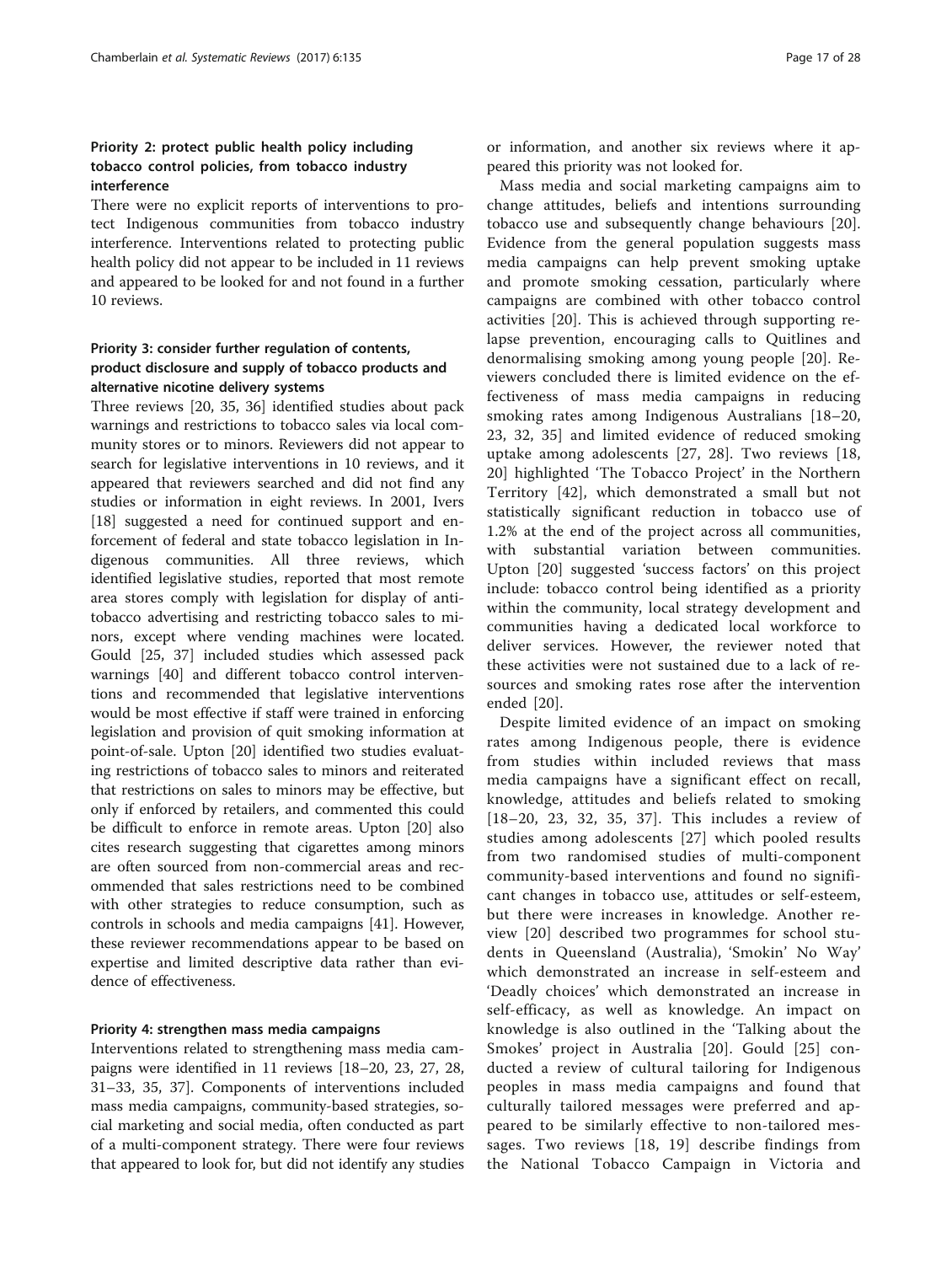### Priority 2: protect public health policy including tobacco control policies, from tobacco industry interference

There were no explicit reports of interventions to protect Indigenous communities from tobacco industry interference. Interventions related to protecting public health policy did not appear to be included in 11 reviews and appeared to be looked for and not found in a further 10 reviews.

### Priority 3: consider further regulation of contents, product disclosure and supply of tobacco products and alternative nicotine delivery systems

Three reviews [20, 35, 36] identified studies about pack warnings and restrictions to tobacco sales via local community stores or to minors. Reviewers did not appear to search for legislative interventions in 10 reviews, and it appeared that reviewers searched and did not find any studies or information in eight reviews. In 2001, Ivers [18] suggested a need for continued support and enforcement of federal and state tobacco legislation in Indigenous communities. All three reviews, which identified legislative studies, reported that most remote area stores comply with legislation for display of anti-tobacco advertising and restricting tobacco sales to minors, except where vending machines were located. Gould [25, 37] included studies which assessed pack warnings [40] and different tobacco control interventions and recommended that legislative interventions would be most effective if staff were trained in enforcing legislation and provision of quit smoking information at point-of-sale. Upton [20] identified two studies evaluating restrictions of tobacco sales to minors and reiterated that restrictions on sales to minors may be effective, but only if enforced by retailers, and commented this could be difficult to enforce in remote areas. Upton [20] also cites research suggesting that cigarettes among minors are often sourced from non-commercial areas and recommended that sales restrictions need to be combined with other strategies to reduce consumption, such as controls in schools and media campaigns [41]. However, these reviewer recommendations appear to be based on expertise and limited descriptive data rather than evidence of effectiveness.

### Priority 4: strengthen mass media campaigns

Interventions related to strengthening mass media campaigns were identified in 11 reviews [18–20, 23, 27, 28, 31–33, 35, 37]. Components of interventions included mass media campaigns, community-based strategies, social marketing and social media, often conducted as part of a multi-component strategy. There were four reviews that appeared to look for, but did not identify any studies or information, and another six reviews where it appeared this priority was not looked for.

Mass media and social marketing campaigns aim to change attitudes, beliefs and intentions surrounding tobacco use and subsequently change behaviours [20]. Evidence from the general population suggests mass media campaigns can help prevent smoking uptake and promote smoking cessation, particularly where campaigns are combined with other tobacco control activities [20]. This is achieved through supporting relapse prevention, encouraging calls to Quitlines and denormalising smoking among young people [20]. Reviewers concluded there is limited evidence on the effectiveness of mass media campaigns in reducing smoking rates among Indigenous Australians [18–20, 23, 32, 35] and limited evidence of reduced smoking uptake among adolescents [27, 28]. Two reviews [18, 20] highlighted 'The Tobacco Project' in the Northern Territory [42], which demonstrated a small but not statistically significant reduction in tobacco use of 1.2% at the end of the project across all communities, with substantial variation between communities. Upton [20] suggested 'success factors' on this project include: tobacco control being identified as a priority within the community, local strategy development and communities having a dedicated local workforce to deliver services. However, the reviewer noted that these activities were not sustained due to a lack of resources and smoking rates rose after the intervention ended [20].

Despite limited evidence of an impact on smoking rates among Indigenous people, there is evidence from studies within included reviews that mass media campaigns have a significant effect on recall, knowledge, attitudes and beliefs related to smoking [18–20, 23, 32, 35, 37]. This includes a review of studies among adolescents [27] which pooled results from two randomised studies of multi-component community-based interventions and found no significant changes in tobacco use, attitudes or self-esteem, but there were increases in knowledge. Another review [20] described two programmes for school students in Queensland (Australia), 'Smokin' No Way' which demonstrated an increase in self-esteem and 'Deadly choices' which demonstrated an increase in self-efficacy, as well as knowledge. An impact on knowledge is also outlined in the 'Talking about the Smokes' project in Australia [20]. Gould [25] conducted a review of cultural tailoring for Indigenous peoples in mass media campaigns and found that culturally tailored messages were preferred and appeared to be similarly effective to non-tailored messages. Two reviews [18, 19] describe findings from the National Tobacco Campaign in Victoria and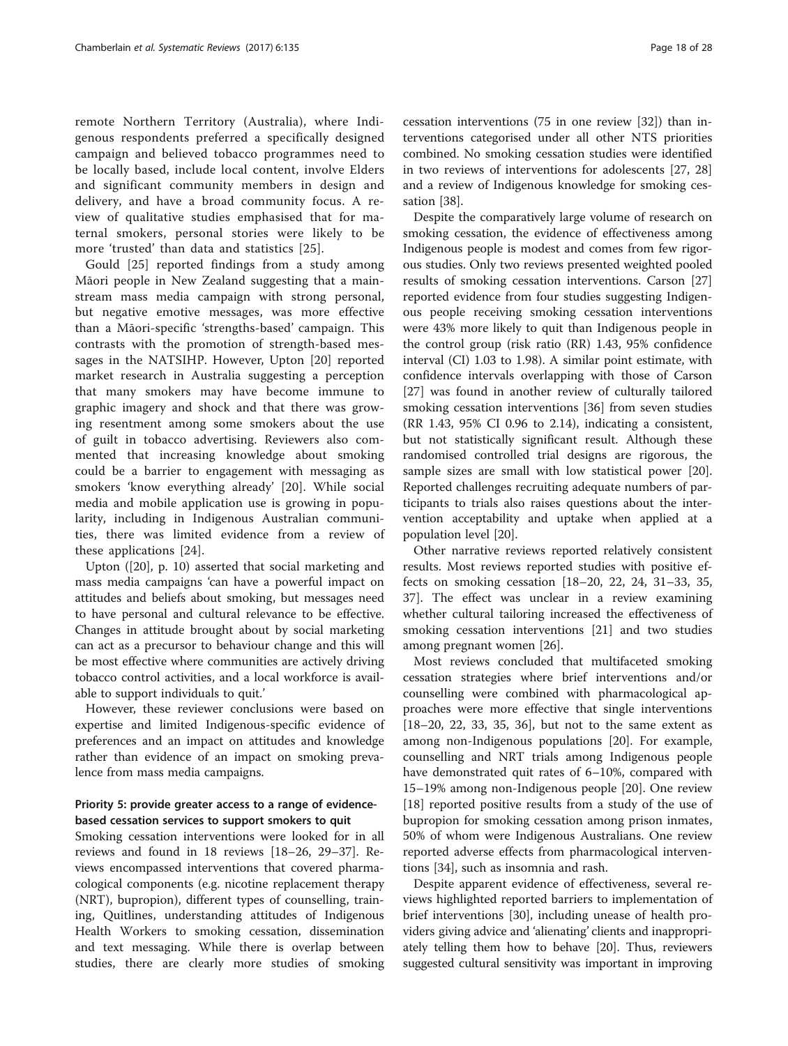remote Northern Territory (Australia), where Indigenous respondents preferred a specifically designed campaign and believed tobacco programmes need to be locally based, include local content, involve Elders and significant community members in design and delivery, and have a broad community focus. A review of qualitative studies emphasised that for maternal smokers, personal stories were likely to be more 'trusted' than data and statistics [25].

Gould [25] reported findings from a study among Māori people in New Zealand suggesting that a mainstream mass media campaign with strong personal, but negative emotive messages, was more effective than a Māori-specific 'strengths-based' campaign. This contrasts with the promotion of strength-based messages in the NATSIHP. However, Upton [20] reported market research in Australia suggesting a perception that many smokers may have become immune to graphic imagery and shock and that there was growing resentment among some smokers about the use of guilt in tobacco advertising. Reviewers also commented that increasing knowledge about smoking could be a barrier to engagement with messaging as smokers 'know everything already' [20]. While social media and mobile application use is growing in popularity, including in Indigenous Australian communities, there was limited evidence from a review of these applications [24].

Upton ([20], p. 10) asserted that social marketing and mass media campaigns 'can have a powerful impact on attitudes and beliefs about smoking, but messages need to have personal and cultural relevance to be effective. Changes in attitude brought about by social marketing can act as a precursor to behaviour change and this will be most effective where communities are actively driving tobacco control activities, and a local workforce is available to support individuals to quit.'

However, these reviewer conclusions were based on expertise and limited Indigenous-specific evidence of preferences and an impact on attitudes and knowledge rather than evidence of an impact on smoking prevalence from mass media campaigns.

### Priority 5: provide greater access to a range of evidence-based cessation services to support smokers to quit

Smoking cessation interventions were looked for in all reviews and found in 18 reviews [18–26, 29–37]. Reviews encompassed interventions that covered pharmacological components (e.g. nicotine replacement therapy (NRT), bupropion), different types of counselling, training, Quitlines, understanding attitudes of Indigenous Health Workers to smoking cessation, dissemination and text messaging. While there is overlap between studies, there are clearly more studies of smoking cessation interventions (75 in one review [32]) than interventions categorised under all other NTS priorities combined. No smoking cessation studies were identified in two reviews of interventions for adolescents [27, 28] and a review of Indigenous knowledge for smoking cessation [38].

Despite the comparatively large volume of research on smoking cessation, the evidence of effectiveness among Indigenous people is modest and comes from few rigorous studies. Only two reviews presented weighted pooled results of smoking cessation interventions. Carson [27] reported evidence from four studies suggesting Indigenous people receiving smoking cessation interventions were 43% more likely to quit than Indigenous people in the control group (risk ratio (RR) 1.43, 95% confidence interval (CI) 1.03 to 1.98). A similar point estimate, with confidence intervals overlapping with those of Carson [27] was found in another review of culturally tailored smoking cessation interventions [36] from seven studies (RR 1.43, 95% CI 0.96 to 2.14), indicating a consistent, but not statistically significant result. Although these randomised controlled trial designs are rigorous, the sample sizes are small with low statistical power [20]. Reported challenges recruiting adequate numbers of participants to trials also raises questions about the intervention acceptability and uptake when applied at a population level [20].

Other narrative reviews reported relatively consistent results. Most reviews reported studies with positive effects on smoking cessation [18–20, 22, 24, 31–33, 35, 37]. The effect was unclear in a review examining whether cultural tailoring increased the effectiveness of smoking cessation interventions [21] and two studies among pregnant women [26].

Most reviews concluded that multifaceted smoking cessation strategies where brief interventions and/or counselling were combined with pharmacological approaches were more effective that single interventions [18–20, 22, 33, 35, 36], but not to the same extent as among non-Indigenous populations [20]. For example, counselling and NRT trials among Indigenous people have demonstrated quit rates of 6–10%, compared with 15–19% among non-Indigenous people [20]. One review [18] reported positive results from a study of the use of bupropion for smoking cessation among prison inmates, 50% of whom were Indigenous Australians. One review reported adverse effects from pharmacological interventions [34], such as insomnia and rash.

Despite apparent evidence of effectiveness, several reviews highlighted reported barriers to implementation of brief interventions [30], including unease of health providers giving advice and 'alienating' clients and inappropriately telling them how to behave [20]. Thus, reviewers suggested cultural sensitivity was important in improving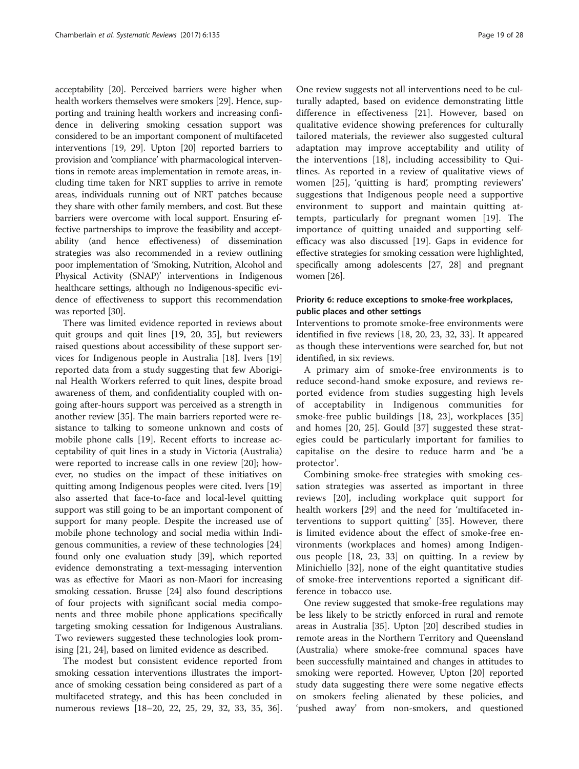acceptability [20]. Perceived barriers were higher when health workers themselves were smokers [29]. Hence, supporting and training health workers and increasing confidence in delivering smoking cessation support was considered to be an important component of multifaceted interventions [19, 29]. Upton [20] reported barriers to provision and 'compliance' with pharmacological interventions in remote areas implementation in remote areas, including time taken for NRT supplies to arrive in remote areas, individuals running out of NRT patches because they share with other family members, and cost. But these barriers were overcome with local support. Ensuring effective partnerships to improve the feasibility and acceptability (and hence effectiveness) of dissemination strategies was also recommended in a review outlining poor implementation of 'Smoking, Nutrition, Alcohol and Physical Activity (SNAP)' interventions in Indigenous healthcare settings, although no Indigenous-specific evidence of effectiveness to support this recommendation was reported [30].

There was limited evidence reported in reviews about quit groups and quit lines [19, 20, 35], but reviewers raised questions about accessibility of these support services for Indigenous people in Australia [18]. Ivers [19] reported data from a study suggesting that few Aboriginal Health Workers referred to quit lines, despite broad awareness of them, and confidentiality coupled with ongoing after-hours support was perceived as a strength in another review [35]. The main barriers reported were resistance to talking to someone unknown and costs of mobile phone calls [19]. Recent efforts to increase acceptability of quit lines in a study in Victoria (Australia) were reported to increase calls in one review [20]; however, no studies on the impact of these initiatives on quitting among Indigenous peoples were cited. Ivers [19] also asserted that face-to-face and local-level quitting support was still going to be an important component of support for many people. Despite the increased use of mobile phone technology and social media within Indigenous communities, a review of these technologies [24] found only one evaluation study [39], which reported evidence demonstrating a text-messaging intervention was as effective for Maori as non-Maori for increasing smoking cessation. Brusse [24] also found descriptions of four projects with significant social media components and three mobile phone applications specifically targeting smoking cessation for Indigenous Australians. Two reviewers suggested these technologies look promising [21, 24], based on limited evidence as described.

The modest but consistent evidence reported from smoking cessation interventions illustrates the importance of smoking cessation being considered as part of a multifaceted strategy, and this has been concluded in numerous reviews [18–20, 22, 25, 29, 32, 33, 35, 36]. One review suggests not all interventions need to be culturally adapted, based on evidence demonstrating little difference in effectiveness [21]. However, based on qualitative evidence showing preferences for culturally tailored materials, the reviewer also suggested cultural adaptation may improve acceptability and utility of the interventions [18], including accessibility to Quitlines. As reported in a review of qualitative views of women [25], 'quitting is hard', prompting reviewers' suggestions that Indigenous people need a supportive environment to support and maintain quitting attempts, particularly for pregnant women [19]. The importance of quitting unaided and supporting self-efficacy was also discussed [19]. Gaps in evidence for effective strategies for smoking cessation were highlighted, specifically among adolescents [27, 28] and pregnant women [26].

### Priority 6: reduce exceptions to smoke-free workplaces, public places and other settings

Interventions to promote smoke-free environments were identified in five reviews [18, 20, 23, 32, 33]. It appeared as though these interventions were searched for, but not identified, in six reviews.

A primary aim of smoke-free environments is to reduce second-hand smoke exposure, and reviews reported evidence from studies suggesting high levels of acceptability in Indigenous communities for smoke-free public buildings [18, 23], workplaces [35] and homes [20, 25]. Gould [37] suggested these strategies could be particularly important for families to capitalise on the desire to reduce harm and 'be a protector'.

Combining smoke-free strategies with smoking cessation strategies was asserted as important in three reviews [20], including workplace quit support for health workers [29] and the need for 'multifaceted interventions to support quitting' [35]. However, there is limited evidence about the effect of smoke-free environments (workplaces and homes) among Indigenous people [18, 23, 33] on quitting. In a review by Minichiello [32], none of the eight quantitative studies of smoke-free interventions reported a significant difference in tobacco use.

One review suggested that smoke-free regulations may be less likely to be strictly enforced in rural and remote areas in Australia [35]. Upton [20] described studies in remote areas in the Northern Territory and Queensland (Australia) where smoke-free communal spaces have been successfully maintained and changes in attitudes to smoking were reported. However, Upton [20] reported study data suggesting there were some negative effects on smokers feeling alienated by these policies, and 'pushed away' from non-smokers, and questioned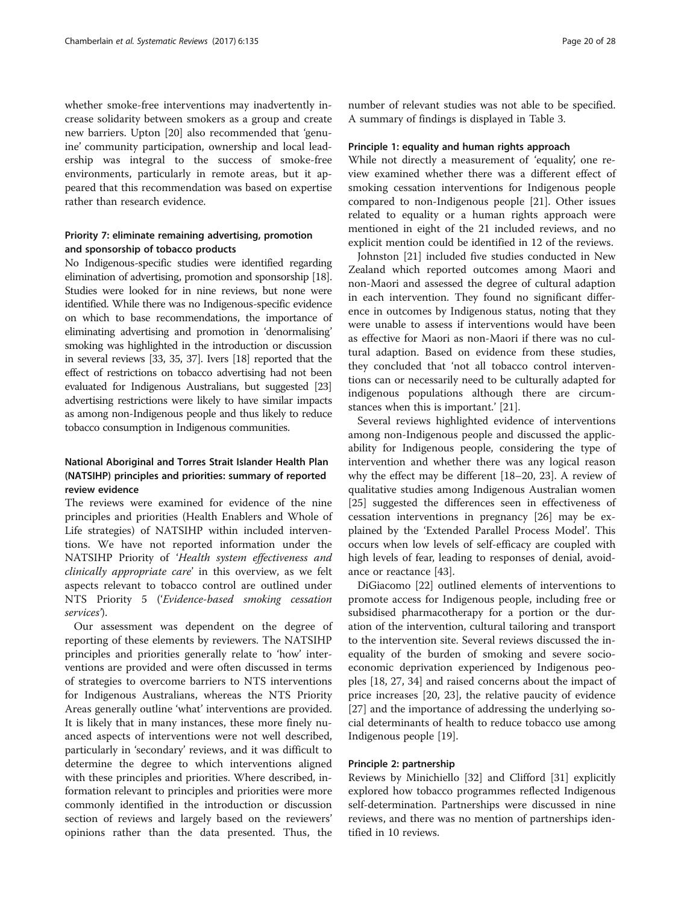whether smoke-free interventions may inadvertently increase solidarity between smokers as a group and create new barriers. Upton [20] also recommended that 'genuine' community participation, ownership and local leadership was integral to the success of smoke-free environments, particularly in remote areas, but it appeared that this recommendation was based on expertise rather than research evidence.

### Priority 7: eliminate remaining advertising, promotion and sponsorship of tobacco products

No Indigenous-specific studies were identified regarding elimination of advertising, promotion and sponsorship [18]. Studies were looked for in nine reviews, but none were identified. While there was no Indigenous-specific evidence on which to base recommendations, the importance of eliminating advertising and promotion in 'denormalising' smoking was highlighted in the introduction or discussion in several reviews [33, 35, 37]. Ivers [18] reported that the effect of restrictions on tobacco advertising had not been evaluated for Indigenous Australians, but suggested [23] advertising restrictions were likely to have similar impacts as among non-Indigenous people and thus likely to reduce tobacco consumption in Indigenous communities.

## National Aboriginal and Torres Strait Islander Health Plan (NATSIHP) principles and priorities: summary of reported review evidence

The reviews were examined for evidence of the nine principles and priorities (Health Enablers and Whole of Life strategies) of NATSIHP within included interventions. We have not reported information under the NATSIHP Priority of '*Health system effectiveness and clinically appropriate care*' in this overview, as we felt aspects relevant to tobacco control are outlined under NTS Priority 5 ('*Evidence-based smoking cessation services*').

Our assessment was dependent on the degree of reporting of these elements by reviewers. The NATSIHP principles and priorities generally relate to 'how' interventions are provided and were often discussed in terms of strategies to overcome barriers to NTS interventions for Indigenous Australians, whereas the NTS Priority Areas generally outline 'what' interventions are provided. It is likely that in many instances, these more finely nuanced aspects of interventions were not well described, particularly in 'secondary' reviews, and it was difficult to determine the degree to which interventions aligned with these principles and priorities. Where described, information relevant to principles and priorities were more commonly identified in the introduction or discussion section of reviews and largely based on the reviewers' opinions rather than the data presented. Thus, the number of relevant studies was not able to be specified. A summary of findings is displayed in Table 3.

### Principle 1: equality and human rights approach

While not directly a measurement of 'equality', one review examined whether there was a different effect of smoking cessation interventions for Indigenous people compared to non-Indigenous people [21]. Other issues related to equality or a human rights approach were mentioned in eight of the 21 included reviews, and no explicit mention could be identified in 12 of the reviews.

Johnston [21] included five studies conducted in New Zealand which reported outcomes among Maori and non-Maori and assessed the degree of cultural adaption in each intervention. They found no significant difference in outcomes by Indigenous status, noting that they were unable to assess if interventions would have been as effective for Maori as non-Maori if there was no cultural adaption. Based on evidence from these studies, they concluded that 'not all tobacco control interventions can or necessarily need to be culturally adapted for indigenous populations although there are circumstances when this is important.' [21].

Several reviews highlighted evidence of interventions among non-Indigenous people and discussed the applicability for Indigenous people, considering the type of intervention and whether there was any logical reason why the effect may be different [18–20, 23]. A review of qualitative studies among Indigenous Australian women [25] suggested the differences seen in effectiveness of cessation interventions in pregnancy [26] may be explained by the 'Extended Parallel Process Model'. This occurs when low levels of self-efficacy are coupled with high levels of fear, leading to responses of denial, avoidance or reactance [43].

DiGiacomo [22] outlined elements of interventions to promote access for Indigenous people, including free or subsidised pharmacotherapy for a portion or the duration of the intervention, cultural tailoring and transport to the intervention site. Several reviews discussed the inequality of the burden of smoking and severe socioeconomic deprivation experienced by Indigenous peoples [18, 27, 34] and raised concerns about the impact of price increases [20, 23], the relative paucity of evidence [27] and the importance of addressing the underlying social determinants of health to reduce tobacco use among Indigenous people [19].

### Principle 2: partnership

Reviews by Minichiello [32] and Clifford [31] explicitly explored how tobacco programmes reflected Indigenous self-determination. Partnerships were discussed in nine reviews, and there was no mention of partnerships identified in 10 reviews.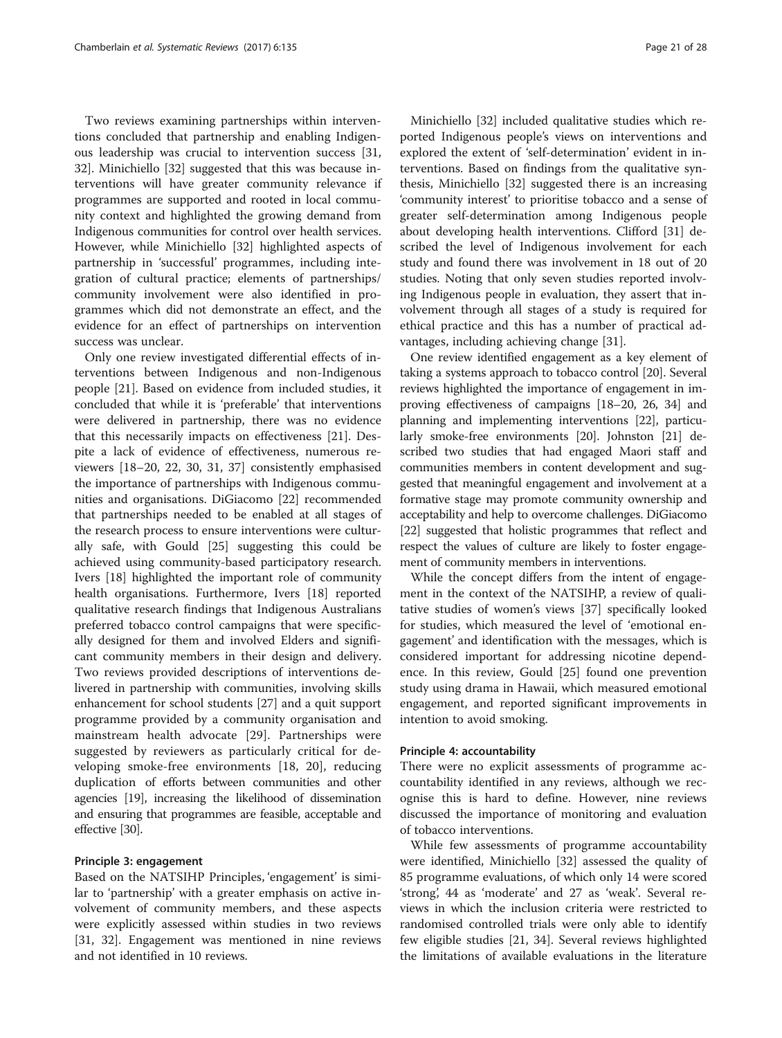Two reviews examining partnerships within interventions concluded that partnership and enabling Indigenous leadership was crucial to intervention success [31, 32]. Minichiello [32] suggested that this was because interventions will have greater community relevance if programmes are supported and rooted in local community context and highlighted the growing demand from Indigenous communities for control over health services. However, while Minichiello [32] highlighted aspects of partnership in 'successful' programmes, including integration of cultural practice; elements of partnerships/ community involvement were also identified in programmes which did not demonstrate an effect, and the evidence for an effect of partnerships on intervention success was unclear.

Only one review investigated differential effects of interventions between Indigenous and non-Indigenous people [21]. Based on evidence from included studies, it concluded that while it is 'preferable' that interventions were delivered in partnership, there was no evidence that this necessarily impacts on effectiveness [21]. Despite a lack of evidence of effectiveness, numerous reviewers [18–20, 22, 30, 31, 37] consistently emphasised the importance of partnerships with Indigenous communities and organisations. DiGiacomo [22] recommended that partnerships needed to be enabled at all stages of the research process to ensure interventions were culturally safe, with Gould [25] suggesting this could be achieved using community-based participatory research. Ivers [18] highlighted the important role of community health organisations. Furthermore, Ivers [18] reported qualitative research findings that Indigenous Australians preferred tobacco control campaigns that were specifically designed for them and involved Elders and significant community members in their design and delivery. Two reviews provided descriptions of interventions delivered in partnership with communities, involving skills enhancement for school students [27] and a quit support programme provided by a community organisation and mainstream health advocate [29]. Partnerships were suggested by reviewers as particularly critical for developing smoke-free environments [18, 20], reducing duplication of efforts between communities and other agencies [19], increasing the likelihood of dissemination and ensuring that programmes are feasible, acceptable and effective [30].

#### Principle 3: engagement

Based on the NATSIHP Principles, 'engagement' is similar to 'partnership' with a greater emphasis on active involvement of community members, and these aspects were explicitly assessed within studies in two reviews [31, 32]. Engagement was mentioned in nine reviews and not identified in 10 reviews.

Minichiello [32] included qualitative studies which reported Indigenous people's views on interventions and explored the extent of 'self-determination' evident in interventions. Based on findings from the qualitative synthesis, Minichiello [32] suggested there is an increasing 'community interest' to prioritise tobacco and a sense of greater self-determination among Indigenous people about developing health interventions. Clifford [31] described the level of Indigenous involvement for each study and found there was involvement in 18 out of 20 studies. Noting that only seven studies reported involving Indigenous people in evaluation, they assert that involvement through all stages of a study is required for ethical practice and this has a number of practical advantages, including achieving change [31].

One review identified engagement as a key element of taking a systems approach to tobacco control [20]. Several reviews highlighted the importance of engagement in improving effectiveness of campaigns [18–20, 26, 34] and planning and implementing interventions [22], particularly smoke-free environments [20]. Johnston [21] described two studies that had engaged Maori staff and communities members in content development and suggested that meaningful engagement and involvement at a formative stage may promote community ownership and acceptability and help to overcome challenges. DiGiacomo [22] suggested that holistic programmes that reflect and respect the values of culture are likely to foster engagement of community members in interventions.

While the concept differs from the intent of engagement in the context of the NATSIHP, a review of qualitative studies of women's views [37] specifically looked for studies, which measured the level of 'emotional engagement' and identification with the messages, which is considered important for addressing nicotine dependence. In this review, Gould [25] found one prevention study using drama in Hawaii, which measured emotional engagement, and reported significant improvements in intention to avoid smoking.

#### Principle 4: accountability

There were no explicit assessments of programme accountability identified in any reviews, although we recognise this is hard to define. However, nine reviews discussed the importance of monitoring and evaluation of tobacco interventions.

While few assessments of programme accountability were identified, Minichiello [32] assessed the quality of 85 programme evaluations, of which only 14 were scored 'strong', 44 as 'moderate' and 27 as 'weak'. Several reviews in which the inclusion criteria were restricted to randomised controlled trials were only able to identify few eligible studies [21, 34]. Several reviews highlighted the limitations of available evaluations in the literature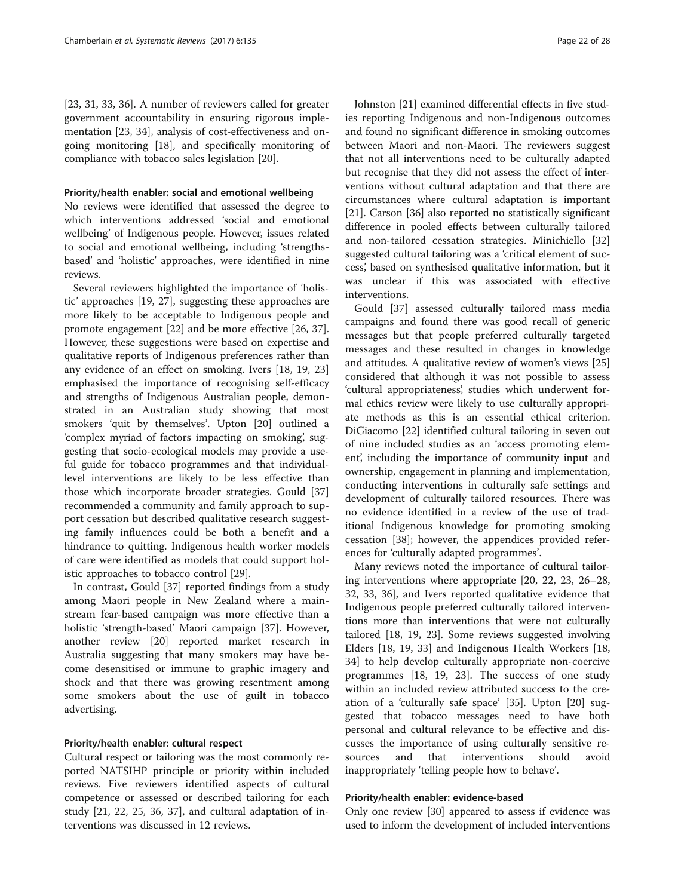[23, 31, 33, 36]. A number of reviewers called for greater government accountability in ensuring rigorous implementation [23, 34], analysis of cost-effectiveness and ongoing monitoring [18], and specifically monitoring of compliance with tobacco sales legislation [20].

#### Priority/health enabler: social and emotional wellbeing

No reviews were identified that assessed the degree to which interventions addressed 'social and emotional wellbeing' of Indigenous people. However, issues related to social and emotional wellbeing, including 'strengths-based' and 'holistic' approaches, were identified in nine reviews.

Several reviewers highlighted the importance of 'holistic' approaches [19, 27], suggesting these approaches are more likely to be acceptable to Indigenous people and promote engagement [22] and be more effective [26, 37]. However, these suggestions were based on expertise and qualitative reports of Indigenous preferences rather than any evidence of an effect on smoking. Ivers [18, 19, 23] emphasised the importance of recognising self-efficacy and strengths of Indigenous Australian people, demonstrated in an Australian study showing that most smokers 'quit by themselves'. Upton [20] outlined a 'complex myriad of factors impacting on smoking', suggesting that socio-ecological models may provide a useful guide for tobacco programmes and that individual-level interventions are likely to be less effective than those which incorporate broader strategies. Gould [37] recommended a community and family approach to support cessation but described qualitative research suggesting family influences could be both a benefit and a hindrance to quitting. Indigenous health worker models of care were identified as models that could support holistic approaches to tobacco control [29].

In contrast, Gould [37] reported findings from a study among Maori people in New Zealand where a mainstream fear-based campaign was more effective than a holistic 'strength-based' Maori campaign [37]. However, another review [20] reported market research in Australia suggesting that many smokers may have become desensitised or immune to graphic imagery and shock and that there was growing resentment among some smokers about the use of guilt in tobacco advertising.

#### Priority/health enabler: cultural respect

Cultural respect or tailoring was the most commonly reported NATSIHP principle or priority within included reviews. Five reviewers identified aspects of cultural competence or assessed or described tailoring for each study [21, 22, 25, 36, 37], and cultural adaptation of interventions was discussed in 12 reviews.

Johnston [21] examined differential effects in five studies reporting Indigenous and non-Indigenous outcomes and found no significant difference in smoking outcomes between Maori and non-Maori. The reviewers suggest that not all interventions need to be culturally adapted but recognise that they did not assess the effect of interventions without cultural adaptation and that there are circumstances where cultural adaptation is important [21]. Carson [36] also reported no statistically significant difference in pooled effects between culturally tailored and non-tailored cessation strategies. Minichiello [32] suggested cultural tailoring was a 'critical element of success', based on synthesised qualitative information, but it was unclear if this was associated with effective interventions.

Gould [37] assessed culturally tailored mass media campaigns and found there was good recall of generic messages but that people preferred culturally targeted messages and these resulted in changes in knowledge and attitudes. A qualitative review of women's views [25] considered that although it was not possible to assess 'cultural appropriateness', studies which underwent formal ethics review were likely to use culturally appropriate methods as this is an essential ethical criterion. DiGiacomo [22] identified cultural tailoring in seven out of nine included studies as an 'access promoting element', including the importance of community input and ownership, engagement in planning and implementation, conducting interventions in culturally safe settings and development of culturally tailored resources. There was no evidence identified in a review of the use of traditional Indigenous knowledge for promoting smoking cessation [38]; however, the appendices provided references for 'culturally adapted programmes'.

Many reviews noted the importance of cultural tailoring interventions where appropriate [20, 22, 23, 26–28, 32, 33, 36], and Ivers reported qualitative evidence that Indigenous people preferred culturally tailored interventions more than interventions that were not culturally tailored [18, 19, 23]. Some reviews suggested involving Elders [18, 19, 33] and Indigenous Health Workers [18, 34] to help develop culturally appropriate non-coercive programmes [18, 19, 23]. The success of one study within an included review attributed success to the creation of a 'culturally safe space' [35]. Upton [20] suggested that tobacco messages need to have both personal and cultural relevance to be effective and discusses the importance of using culturally sensitive resources and that interventions should avoid inappropriately 'telling people how to behave'.

#### Priority/health enabler: evidence-based

Only one review [30] appeared to assess if evidence was used to inform the development of included interventions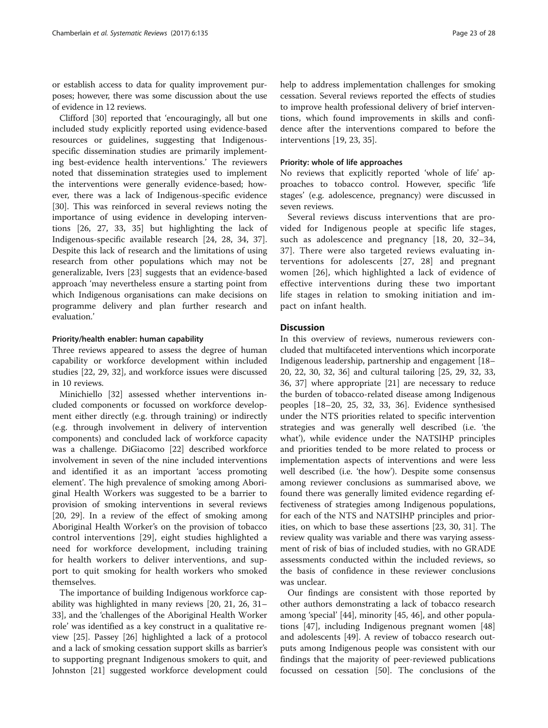or establish access to data for quality improvement purposes; however, there was some discussion about the use of evidence in 12 reviews.

Clifford [30] reported that 'encouragingly, all but one included study explicitly reported using evidence-based resources or guidelines, suggesting that Indigenous-specific dissemination studies are primarily implementing best-evidence health interventions.' The reviewers noted that dissemination strategies used to implement the interventions were generally evidence-based; however, there was a lack of Indigenous-specific evidence [30]. This was reinforced in several reviews noting the importance of using evidence in developing interventions [26, 27, 33, 35] but highlighting the lack of Indigenous-specific available research [24, 28, 34, 37]. Despite this lack of research and the limitations of using research from other populations which may not be generalizable, Ivers [23] suggests that an evidence-based approach 'may nevertheless ensure a starting point from which Indigenous organisations can make decisions on programme delivery and plan further research and evaluation.'

#### Priority/health enabler: human capability

Three reviews appeared to assess the degree of human capability or workforce development within included studies [22, 29, 32], and workforce issues were discussed in 10 reviews.

Minichiello [32] assessed whether interventions included components or focussed on workforce development either directly (e.g. through training) or indirectly (e.g. through involvement in delivery of intervention components) and concluded lack of workforce capacity was a challenge. DiGiacomo [22] described workforce involvement in seven of the nine included interventions and identified it as an important 'access promoting element'. The high prevalence of smoking among Aboriginal Health Workers was suggested to be a barrier to provision of smoking interventions in several reviews [20, 29]. In a review of the effect of smoking among Aboriginal Health Worker's on the provision of tobacco control interventions [29], eight studies highlighted a need for workforce development, including training for health workers to deliver interventions, and support to quit smoking for health workers who smoked themselves.

The importance of building Indigenous workforce capability was highlighted in many reviews [20, 21, 26, 31–33], and the 'challenges of the Aboriginal Health Worker role' was identified as a key construct in a qualitative review [25]. Passey [26] highlighted a lack of a protocol and a lack of smoking cessation support skills as barrier's to supporting pregnant Indigenous smokers to quit, and Johnston [21] suggested workforce development could help to address implementation challenges for smoking cessation. Several reviews reported the effects of studies to improve health professional delivery of brief interventions, which found improvements in skills and confidence after the interventions compared to before the interventions [19, 23, 35].

#### Priority: whole of life approaches

No reviews that explicitly reported 'whole of life' approaches to tobacco control. However, specific 'life stages' (e.g. adolescence, pregnancy) were discussed in seven reviews.

Several reviews discuss interventions that are provided for Indigenous people at specific life stages, such as adolescence and pregnancy [18, 20, 32–34, 37]. There were also targeted reviews evaluating interventions for adolescents [27, 28] and pregnant women [26], which highlighted a lack of evidence of effective interventions during these two important life stages in relation to smoking initiation and impact on infant health.

## Discussion

In this overview of reviews, numerous reviewers concluded that multifaceted interventions which incorporate Indigenous leadership, partnership and engagement [18–20, 22, 30, 32, 36] and cultural tailoring [25, 29, 32, 33, 36, 37] where appropriate [21] are necessary to reduce the burden of tobacco-related disease among Indigenous peoples [18–20, 25, 32, 33, 36]. Evidence synthesised under the NTS priorities related to specific intervention strategies and was generally well described (i.e. 'the what'), while evidence under the NATSIHP principles and priorities tended to be more related to process or implementation aspects of interventions and were less well described (i.e. 'the how'). Despite some consensus among reviewer conclusions as summarised above, we found there was generally limited evidence regarding effectiveness of strategies among Indigenous populations, for each of the NTS and NATSIHP principles and priorities, on which to base these assertions [23, 30, 31]. The review quality was variable and there was varying assessment of risk of bias of included studies, with no GRADE assessments conducted within the included reviews, so the basis of confidence in these reviewer conclusions was unclear.

Our findings are consistent with those reported by other authors demonstrating a lack of tobacco research among 'special' [44], minority [45, 46], and other populations [47], including Indigenous pregnant women [48] and adolescents [49]. A review of tobacco research outputs among Indigenous people was consistent with our findings that the majority of peer-reviewed publications focussed on cessation [50]. The conclusions of the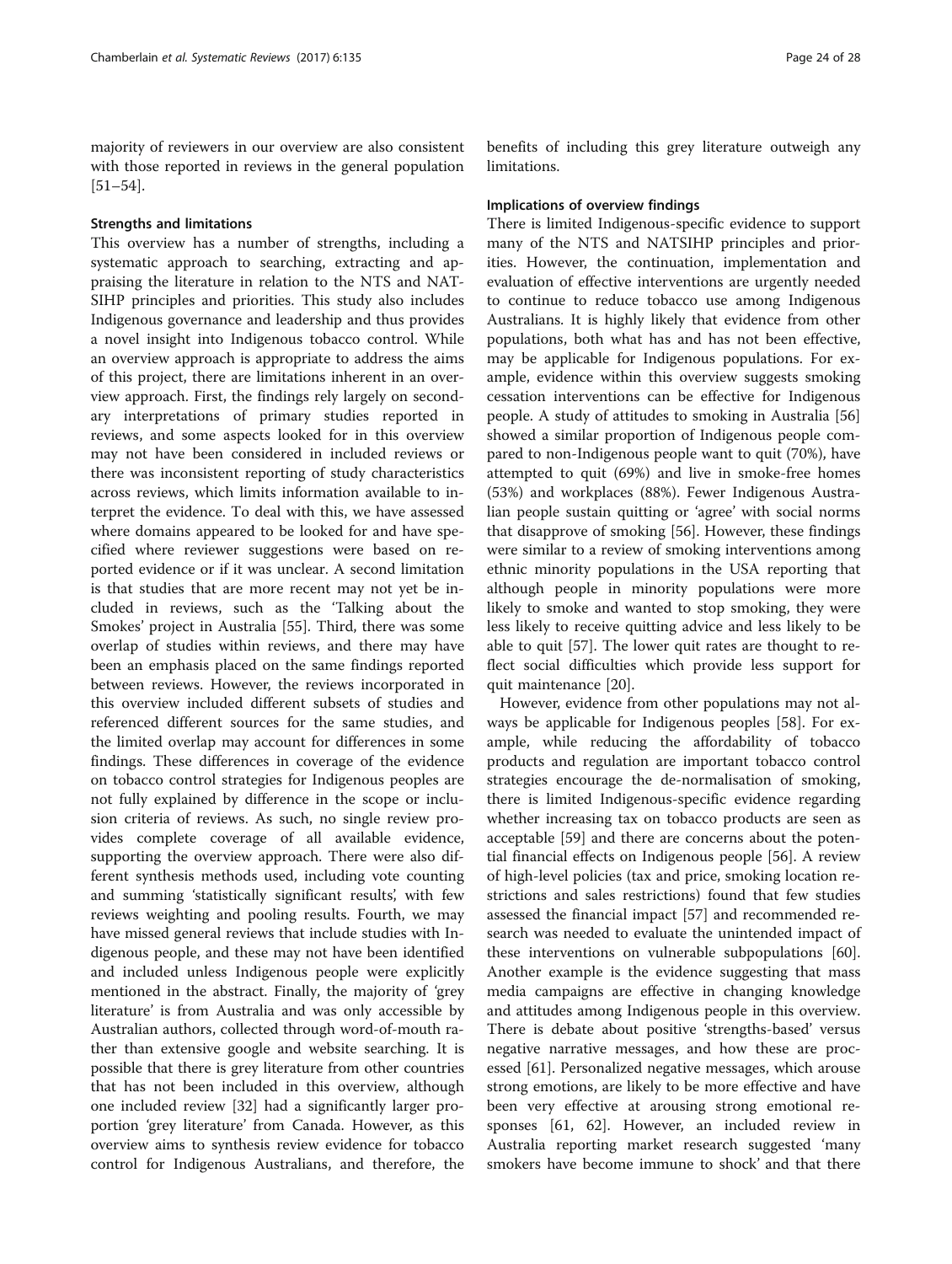majority of reviewers in our overview are also consistent with those reported in reviews in the general population [51–54].

### Strengths and limitations

This overview has a number of strengths, including a systematic approach to searching, extracting and appraising the literature in relation to the NTS and NATSIHP principles and priorities. This study also includes Indigenous governance and leadership and thus provides a novel insight into Indigenous tobacco control. While an overview approach is appropriate to address the aims of this project, there are limitations inherent in an overview approach. First, the findings rely largely on secondary interpretations of primary studies reported in reviews, and some aspects looked for in this overview may not have been considered in included reviews or there was inconsistent reporting of study characteristics across reviews, which limits information available to interpret the evidence. To deal with this, we have assessed where domains appeared to be looked for and have specified where reviewer suggestions were based on reported evidence or if it was unclear. A second limitation is that studies that are more recent may not yet be included in reviews, such as the 'Talking about the Smokes' project in Australia [55]. Third, there was some overlap of studies within reviews, and there may have been an emphasis placed on the same findings reported between reviews. However, the reviews incorporated in this overview included different subsets of studies and referenced different sources for the same studies, and the limited overlap may account for differences in some findings. These differences in coverage of the evidence on tobacco control strategies for Indigenous peoples are not fully explained by difference in the scope or inclusion criteria of reviews. As such, no single review provides complete coverage of all available evidence, supporting the overview approach. There were also different synthesis methods used, including vote counting and summing 'statistically significant results', with few reviews weighting and pooling results. Fourth, we may have missed general reviews that include studies with Indigenous people, and these may not have been identified and included unless Indigenous people were explicitly mentioned in the abstract. Finally, the majority of 'grey literature' is from Australia and was only accessible by Australian authors, collected through word-of-mouth rather than extensive google and website searching. It is possible that there is grey literature from other countries that has not been included in this overview, although one included review [32] had a significantly larger proportion 'grey literature' from Canada. However, as this overview aims to synthesis review evidence for tobacco control for Indigenous Australians, and therefore, the benefits of including this grey literature outweigh any limitations.

### Implications of overview findings

There is limited Indigenous-specific evidence to support many of the NTS and NATSIHP principles and priorities. However, the continuation, implementation and evaluation of effective interventions are urgently needed to continue to reduce tobacco use among Indigenous Australians. It is highly likely that evidence from other populations, both what has and has not been effective, may be applicable for Indigenous populations. For example, evidence within this overview suggests smoking cessation interventions can be effective for Indigenous people. A study of attitudes to smoking in Australia [56] showed a similar proportion of Indigenous people compared to non-Indigenous people want to quit (70%), have attempted to quit (69%) and live in smoke-free homes (53%) and workplaces (88%). Fewer Indigenous Australian people sustain quitting or 'agree' with social norms that disapprove of smoking [56]. However, these findings were similar to a review of smoking interventions among ethnic minority populations in the USA reporting that although people in minority populations were more likely to smoke and wanted to stop smoking, they were less likely to receive quitting advice and less likely to be able to quit [57]. The lower quit rates are thought to reflect social difficulties which provide less support for quit maintenance [20].

However, evidence from other populations may not always be applicable for Indigenous peoples [58]. For example, while reducing the affordability of tobacco products and regulation are important tobacco control strategies encourage the de-normalisation of smoking, there is limited Indigenous-specific evidence regarding whether increasing tax on tobacco products are seen as acceptable [59] and there are concerns about the potential financial effects on Indigenous people [56]. A review of high-level policies (tax and price, smoking location restrictions and sales restrictions) found that few studies assessed the financial impact [57] and recommended research was needed to evaluate the unintended impact of these interventions on vulnerable subpopulations [60]. Another example is the evidence suggesting that mass media campaigns are effective in changing knowledge and attitudes among Indigenous people in this overview. There is debate about positive 'strengths-based' versus negative narrative messages, and how these are processed [61]. Personalized negative messages, which arouse strong emotions, are likely to be more effective and have been very effective at arousing strong emotional responses [61, 62]. However, an included review in Australia reporting market research suggested 'many smokers have become immune to shock' and that there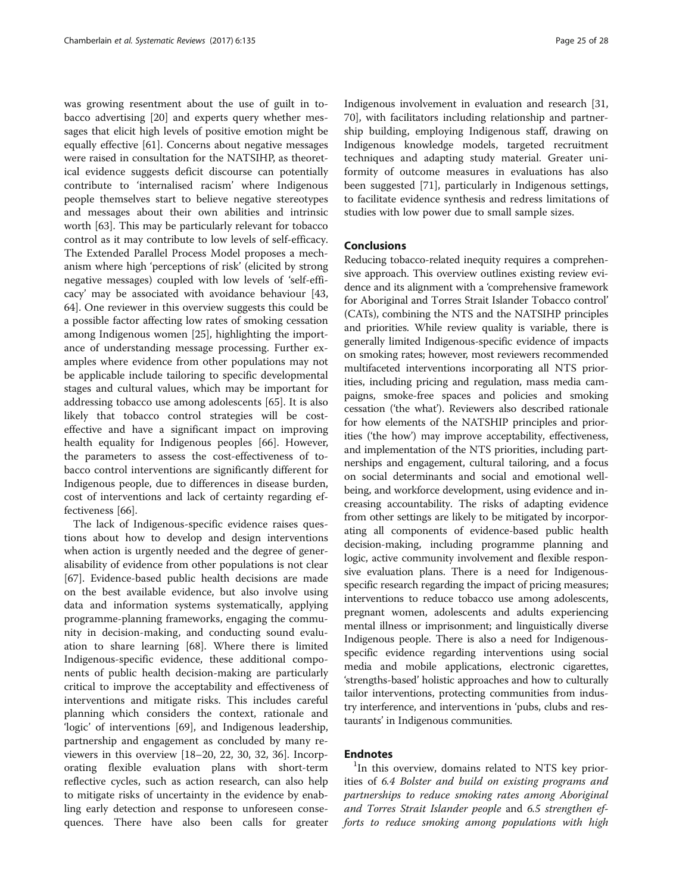was growing resentment about the use of guilt in tobacco advertising [20] and experts query whether messages that elicit high levels of positive emotion might be equally effective [61]. Concerns about negative messages were raised in consultation for the NATSIHP, as theoretical evidence suggests deficit discourse can potentially contribute to 'internalised racism' where Indigenous people themselves start to believe negative stereotypes and messages about their own abilities and intrinsic worth [63]. This may be particularly relevant for tobacco control as it may contribute to low levels of self-efficacy. The Extended Parallel Process Model proposes a mechanism where high 'perceptions of risk' (elicited by strong negative messages) coupled with low levels of 'self-efficacy' may be associated with avoidance behaviour [43, 64]. One reviewer in this overview suggests this could be a possible factor affecting low rates of smoking cessation among Indigenous women [25], highlighting the importance of understanding message processing. Further examples where evidence from other populations may not be applicable include tailoring to specific developmental stages and cultural values, which may be important for addressing tobacco use among adolescents [65]. It is also likely that tobacco control strategies will be cost-effective and have a significant impact on improving health equality for Indigenous peoples [66]. However, the parameters to assess the cost-effectiveness of tobacco control interventions are significantly different for Indigenous people, due to differences in disease burden, cost of interventions and lack of certainty regarding effectiveness [66].

The lack of Indigenous-specific evidence raises questions about how to develop and design interventions when action is urgently needed and the degree of generalisability of evidence from other populations is not clear [67]. Evidence-based public health decisions are made on the best available evidence, but also involve using data and information systems systematically, applying programme-planning frameworks, engaging the community in decision-making, and conducting sound evaluation to share learning [68]. Where there is limited Indigenous-specific evidence, these additional components of public health decision-making are particularly critical to improve the acceptability and effectiveness of interventions and mitigate risks. This includes careful planning which considers the context, rationale and 'logic' of interventions [69], and Indigenous leadership, partnership and engagement as concluded by many reviewers in this overview [18–20, 22, 30, 32, 36]. Incorporating flexible evaluation plans with short-term reflective cycles, such as action research, can also help to mitigate risks of uncertainty in the evidence by enabling early detection and response to unforeseen consequences. There have also been calls for greater Indigenous involvement in evaluation and research [31, 70], with facilitators including relationship and partnership building, employing Indigenous staff, drawing on Indigenous knowledge models, targeted recruitment techniques and adapting study material. Greater uniformity of outcome measures in evaluations has also been suggested [71], particularly in Indigenous settings, to facilitate evidence synthesis and redress limitations of studies with low power due to small sample sizes.

## Conclusions

Reducing tobacco-related inequity requires a comprehensive approach. This overview outlines existing review evidence and its alignment with a 'comprehensive framework for Aboriginal and Torres Strait Islander Tobacco control' (CATs), combining the NTS and the NATSIHP principles and priorities. While review quality is variable, there is generally limited Indigenous-specific evidence of impacts on smoking rates; however, most reviewers recommended multifaceted interventions incorporating all NTS priorities, including pricing and regulation, mass media campaigns, smoke-free spaces and policies and smoking cessation ('the what'). Reviewers also described rationale for how elements of the NATSHIP principles and priorities ('the how') may improve acceptability, effectiveness, and implementation of the NTS priorities, including partnerships and engagement, cultural tailoring, and a focus on social determinants and social and emotional wellbeing, and workforce development, using evidence and increasing accountability. The risks of adapting evidence from other settings are likely to be mitigated by incorporating all components of evidence-based public health decision-making, including programme planning and logic, active community involvement and flexible responsive evaluation plans. There is a need for Indigenous-specific research regarding the impact of pricing measures; interventions to reduce tobacco use among adolescents, pregnant women, adolescents and adults experiencing mental illness or imprisonment; and linguistically diverse Indigenous people. There is also a need for Indigenous-specific evidence regarding interventions using social media and mobile applications, electronic cigarettes, 'strengths-based' holistic approaches and how to culturally tailor interventions, protecting communities from industry interference, and interventions in 'pubs, clubs and restaurants' in Indigenous communities.

## Endnotes

[1]In this overview, domains related to NTS key priorities of *6.4 Bolster and build on existing programs and partnerships to reduce smoking rates among Aboriginal and Torres Strait Islander people* and *6.5 strengthen efforts to reduce smoking among populations with high*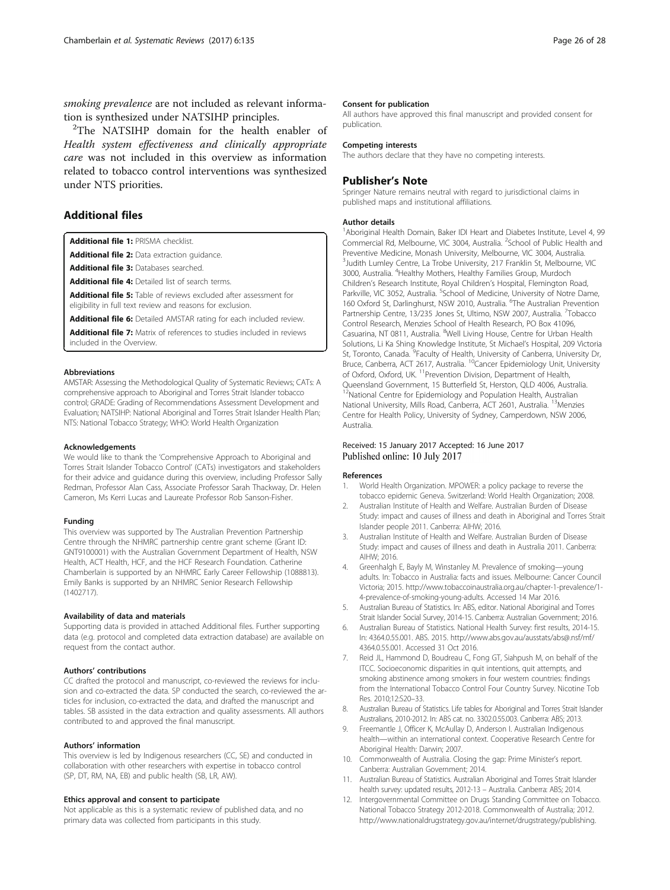*smoking prevalence* are not included as relevant information is synthesized under NATSIHP principles.

[2]The NATSIHP domain for the health enabler of *Health system effectiveness and clinically appropriate care* was not included in this overview as information related to tobacco control interventions was synthesized under NTS priorities.

## Additional files

**Additional file 1:** PRISMA checklist.

**Additional file 2:** Data extraction guidance.

**Additional file 3:** Databases searched.

**Additional file 4:** Detailed list of search terms.

**Additional file 5:** Table of reviews excluded after assessment for eligibility in full text review and reasons for exclusion.

**Additional file 6:** Detailed AMSTAR rating for each included review.

**Additional file 7:** Matrix of references to studies included in reviews included in the Overview.

#### Abbreviations

AMSTAR: Assessing the Methodological Quality of Systematic Reviews; CATs: A comprehensive approach to Aboriginal and Torres Strait Islander tobacco control; GRADE: Grading of Recommendations Assessment Development and Evaluation; NATSIHP: National Aboriginal and Torres Strait Islander Health Plan; NTS: National Tobacco Strategy; WHO: World Health Organization

#### Acknowledgements

We would like to thank the 'Comprehensive Approach to Aboriginal and Torres Strait Islander Tobacco Control' (CATs) investigators and stakeholders for their advice and guidance during this overview, including Professor Sally Redman, Professor Alan Cass, Associate Professor Sarah Thackway, Dr. Helen Cameron, Ms Kerri Lucas and Laureate Professor Rob Sanson-Fisher.

#### Funding

This overview was supported by The Australian Prevention Partnership Centre through the NHMRC partnership centre grant scheme (Grant ID: GNT9100001) with the Australian Government Department of Health, NSW Health, ACT Health, HCF, and the HCF Research Foundation. Catherine Chamberlain is supported by an NHMRC Early Career Fellowship (1088813). Emily Banks is supported by an NHMRC Senior Research Fellowship (1402717).

#### Availability of data and materials

Supporting data is provided in attached Additional files. Further supporting data (e.g. protocol and completed data extraction database) are available on request from the contact author.

#### Authors' contributions

CC drafted the protocol and manuscript, co-reviewed the reviews for inclusion and co-extracted the data. SP conducted the search, co-reviewed the articles for inclusion, co-extracted the data, and drafted the manuscript and tables. SB assisted in the data extraction and quality assessments. All authors contributed to and approved the final manuscript.

#### Authors' information

This overview is led by Indigenous researchers (CC, SE) and conducted in collaboration with other researchers with expertise in tobacco control (SP, DT, RM, NA, EB) and public health (SB, LR, AW).

#### Ethics approval and consent to participate

Not applicable as this is a systematic review of published data, and no primary data was collected from participants in this study.

#### Consent for publication

All authors have approved this final manuscript and provided consent for publication.

#### Competing interests

The authors declare that they have no competing interests.

## Publisher's Note

Springer Nature remains neutral with regard to jurisdictional claims in published maps and institutional affiliations.

#### Author details

[1]Aboriginal Health Domain, Baker IDI Heart and Diabetes Institute, Level 4, 99 Commercial Rd, Melbourne, VIC 3004, Australia. [2]School of Public Health and Preventive Medicine, Monash University, Melbourne, VIC 3004, Australia. [3]Judith Lumley Centre, La Trobe University, 217 Franklin St, Melbourne, VIC 3000, Australia. [4]Healthy Mothers, Healthy Families Group, Murdoch Children's Research Institute, Royal Children's Hospital, Flemington Road, Parkville, VIC 3052, Australia. [5]School of Medicine, University of Notre Dame, 160 Oxford St, Darlinghurst, NSW 2010, Australia. [6]The Australian Prevention Partnership Centre, 13/235 Jones St, Ultimo, NSW 2007, Australia. [7]Tobacco Control Research, Menzies School of Health Research, PO Box 41096, Casuarina, NT 0811, Australia. [8]Well Living House, Centre for Urban Health Solutions, Li Ka Shing Knowledge Institute, St Michael's Hospital, 209 Victoria St, Toronto, Canada. [9]Faculty of Health, University of Canberra, University Dr, Bruce, Canberra, ACT 2617, Australia. [10]Cancer Epidemiology Unit, University of Oxford, Oxford, UK. [11]Prevention Division, Department of Health, Queensland Government, 15 Butterfield St, Herston, QLD 4006, Australia. [12]National Centre for Epidemiology and Population Health, Australian National University, Mills Road, Canberra, ACT 2601, Australia. [13]Menzies Centre for Health Policy, University of Sydney, Camperdown, NSW 2006, Australia.

Received: 15 January 2017 Accepted: 16 June 2017
Published online: 10 July 2017

#### References

1. World Health Organization. MPOWER: a policy package to reverse the tobacco epidemic Geneva. Switzerland: World Health Organization; 2008.
2. Australian Institute of Health and Welfare. Australian Burden of Disease Study: impact and causes of illness and death in Aboriginal and Torres Strait Islander people 2011. Canberra: AIHW; 2016.
3. Australian Institute of Health and Welfare. Australian Burden of Disease Study: impact and causes of illness and death in Australia 2011. Canberra: AIHW; 2016.
4. Greenhalgh E, Bayly M, Winstanley M. Prevalence of smoking—young adults. In: Tobacco in Australia: facts and issues. Melbourne: Cancer Council Victoria; 2015. http://www.tobaccoinaustralia.org.au/chapter-1-prevalence/1-4-prevalence-of-smoking-young-adults. Accessed 14 Mar 2016.
5. Australian Bureau of Statistics. In: ABS, editor. National Aboriginal and Torres Strait Islander Social Survey, 2014-15. Canberra: Australian Government; 2016.
6. Australian Bureau of Statistics. National Health Survey: first results, 2014-15. In: 4364.0.55.001. ABS. 2015. http://www.abs.gov.au/ausstats/abs@.nsf/mf/4364.0.55.001. Accessed 31 Oct 2016.
7. Reid JL, Hammond D, Boudreau C, Fong GT, Siahpush M, on behalf of the ITCC. Socioeconomic disparities in quit intentions, quit attempts, and smoking abstinence among smokers in four western countries: findings from the International Tobacco Control Four Country Survey. Nicotine Tob Res. 2010;12:S20–33.
8. Australian Bureau of Statistics. Life tables for Aboriginal and Torres Strait Islander Australians, 2010-2012. In: ABS cat. no. 3302.0.55.003. Canberra: ABS; 2013.
9. Freemantle J, Officer K, McAullay D, Anderson I. Australian Indigenous health—within an international context. Cooperative Research Centre for Aboriginal Health: Darwin; 2007.
10. Commonwealth of Australia. Closing the gap: Prime Minister's report. Canberra: Australian Government; 2014.
11. Australian Bureau of Statistics. Australian Aboriginal and Torres Strait Islander health survey: updated results, 2012-13 – Australia. Canberra: ABS; 2014.
12. Intergovernmental Committee on Drugs Standing Committee on Tobacco. National Tobacco Strategy 2012-2018. Commonwealth of Australia; 2012. http://www.nationaldrugstrategy.gov.au/internet/drugstrategy/publishing.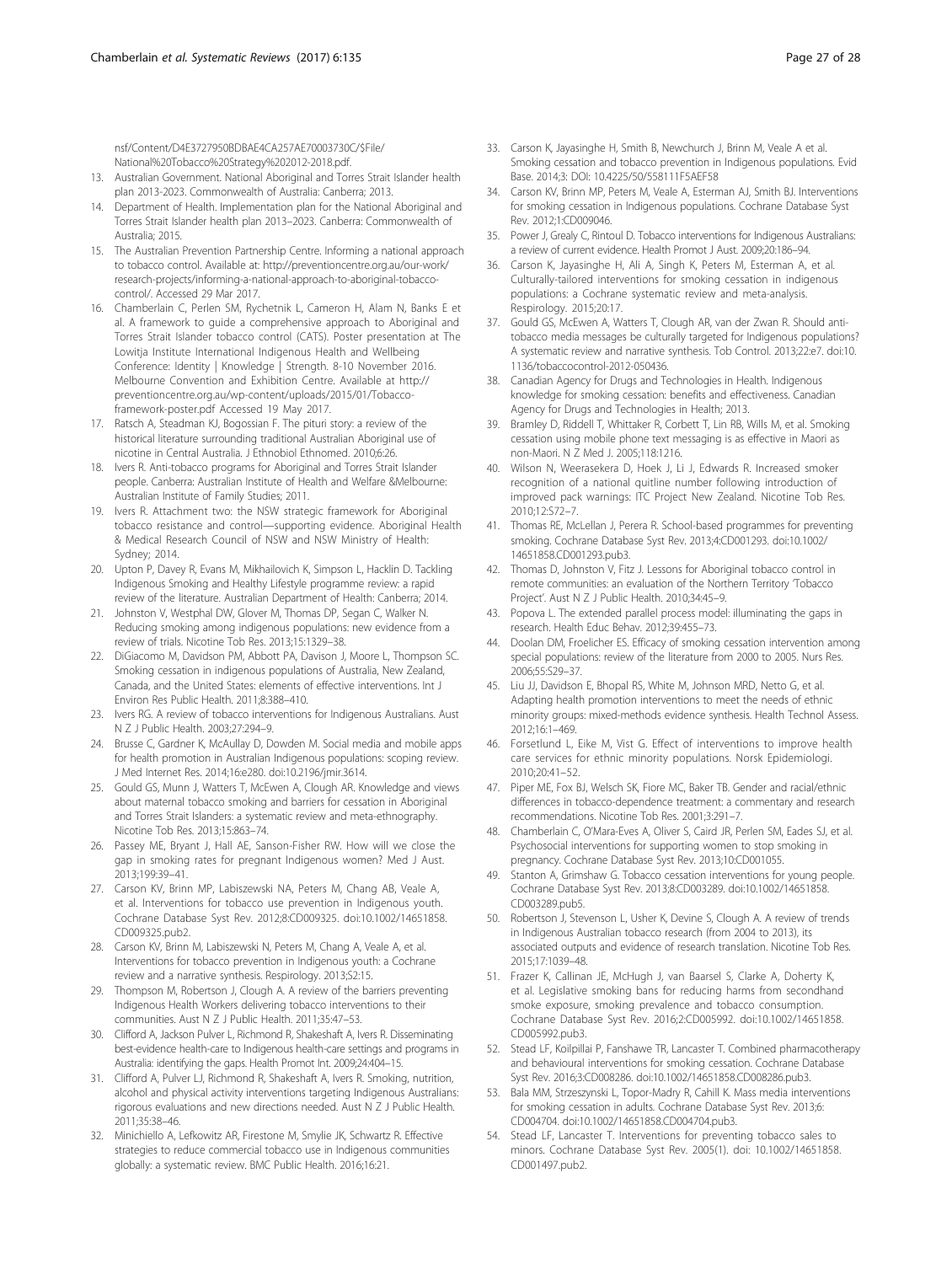nsf/Content/D4E3727950BDBAE4CA257AE70003730C/$File/National%20Tobacco%20Strategy%202012-2018.pdf.

13. Australian Government. National Aboriginal and Torres Strait Islander health plan 2013-2023. Commonwealth of Australia: Canberra; 2013.
14. Department of Health. Implementation plan for the National Aboriginal and Torres Strait Islander health plan 2013–2023. Canberra: Commonwealth of Australia; 2015.
15. The Australian Prevention Partnership Centre. Informing a national approach to tobacco control. Available at: http://preventioncentre.org.au/our-work/research-projects/informing-a-national-approach-to-aboriginal-tobacco-control/. Accessed 29 Mar 2017.
16. Chamberlain C, Perlen SM, Rychetnik L, Cameron H, Alam N, Banks E et al. A framework to guide a comprehensive approach to Aboriginal and Torres Strait Islander tobacco control (CATS). Poster presentation at The Lowitja Institute International Indigenous Health and Wellbeing Conference: Identity | Knowledge | Strength. 8-10 November 2016. Melbourne Convention and Exhibition Centre. Available at http://preventioncentre.org.au/wp-content/uploads/2015/01/Tobacco-framework-poster.pdf Accessed 19 May 2017.
17. Ratsch A, Steadman KJ, Bogossian F. The pituri story: a review of the historical literature surrounding traditional Australian Aboriginal use of nicotine in Central Australia. J Ethnobiol Ethnomed. 2010;6:26.
18. Ivers R. Anti-tobacco programs for Aboriginal and Torres Strait Islander people. Canberra: Australian Institute of Health and Welfare &Melbourne: Australian Institute of Family Studies; 2011.
19. Ivers R. Attachment two: the NSW strategic framework for Aboriginal tobacco resistance and control—supporting evidence. Aboriginal Health & Medical Research Council of NSW and NSW Ministry of Health: Sydney; 2014.
20. Upton P, Davey R, Evans M, Mikhailovich K, Simpson L, Hacklin D. Tackling Indigenous Smoking and Healthy Lifestyle programme review: a rapid review of the literature. Australian Department of Health: Canberra; 2014.
21. Johnston V, Westphal DW, Glover M, Thomas DP, Segan C, Walker N. Reducing smoking among indigenous populations: new evidence from a review of trials. Nicotine Tob Res. 2013;15:1329–38.
22. DiGiacomo M, Davidson PM, Abbott PA, Davison J, Moore L, Thompson SC. Smoking cessation in indigenous populations of Australia, New Zealand, Canada, and the United States: elements of effective interventions. Int J Environ Res Public Health. 2011;8:388–410.
23. Ivers RG. A review of tobacco interventions for Indigenous Australians. Aust N Z J Public Health. 2003;27:294–9.
24. Brusse C, Gardner K, McAullay D, Dowden M. Social media and mobile apps for health promotion in Australian Indigenous populations: scoping review. J Med Internet Res. 2014;16:e280. doi:10.2196/jmir.3614.
25. Gould GS, Munn J, Watters T, McEwen A, Clough AR. Knowledge and views about maternal tobacco smoking and barriers for cessation in Aboriginal and Torres Strait Islanders: a systematic review and meta-ethnography. Nicotine Tob Res. 2013;15:863–74.
26. Passey ME, Bryant J, Hall AE, Sanson-Fisher RW. How will we close the gap in smoking rates for pregnant Indigenous women? Med J Aust. 2013;199:39–41.
27. Carson KV, Brinn MP, Labiszewski NA, Peters M, Chang AB, Veale A, et al. Interventions for tobacco use prevention in Indigenous youth. Cochrane Database Syst Rev. 2012;8:CD009325. doi:10.1002/14651858.CD009325.pub2.
28. Carson KV, Brinn M, Labiszewski N, Peters M, Chang A, Veale A, et al. Interventions for tobacco prevention in Indigenous youth: a Cochrane review and a narrative synthesis. Respirology. 2013;S2:15.
29. Thompson M, Robertson J, Clough A. A review of the barriers preventing Indigenous Health Workers delivering tobacco interventions to their communities. Aust N Z J Public Health. 2011;35:47–53.
30. Clifford A, Jackson Pulver L, Richmond R, Shakeshaft A, Ivers R. Disseminating best-evidence health-care to Indigenous health-care settings and programs in Australia: identifying the gaps. Health Promot Int. 2009;24:404–15.
31. Clifford A, Pulver LJ, Richmond R, Shakeshaft A, Ivers R. Smoking, nutrition, alcohol and physical activity interventions targeting Indigenous Australians: rigorous evaluations and new directions needed. Aust N Z J Public Health. 2011;35:38–46.
32. Minichiello A, Lefkowitz AR, Firestone M, Smylie JK, Schwartz R. Effective strategies to reduce commercial tobacco use in Indigenous communities globally: a systematic review. BMC Public Health. 2016;16:21.
33. Carson K, Jayasinghe H, Smith B, Newchurch J, Brinn M, Veale A et al. Smoking cessation and tobacco prevention in Indigenous populations. Evid Base. 2014;3: DOI: 10.4225/50/558111F5AEF58
34. Carson KV, Brinn MP, Peters M, Veale A, Esterman AJ, Smith BJ. Interventions for smoking cessation in Indigenous populations. Cochrane Database Syst Rev. 2012;1:CD009046.
35. Power J, Grealy C, Rintoul D. Tobacco interventions for Indigenous Australians: a review of current evidence. Health Promot J Aust. 2009;20:186–94.
36. Carson K, Jayasinghe H, Ali A, Singh K, Peters M, Esterman A, et al. Culturally-tailored interventions for smoking cessation in indigenous populations: a Cochrane systematic review and meta-analysis. Respirology. 2015;20:17.
37. Gould GS, McEwen A, Watters T, Clough AR, van der Zwan R. Should anti-tobacco media messages be culturally targeted for Indigenous populations? A systematic review and narrative synthesis. Tob Control. 2013;22:e7. doi:10.1136/tobaccocontrol-2012-050436.
38. Canadian Agency for Drugs and Technologies in Health. Indigenous knowledge for smoking cessation: benefits and effectiveness. Canadian Agency for Drugs and Technologies in Health; 2013.
39. Bramley D, Riddell T, Whittaker R, Corbett T, Lin RB, Wills M, et al. Smoking cessation using mobile phone text messaging is as effective in Maori as non-Maori. N Z Med J. 2005;118:1216.
40. Wilson N, Weerasekera D, Hoek J, Li J, Edwards R. Increased smoker recognition of a national quitline number following introduction of improved pack warnings: ITC Project New Zealand. Nicotine Tob Res. 2010;12:S72–7.
41. Thomas RE, McLellan J, Perera R. School-based programmes for preventing smoking. Cochrane Database Syst Rev. 2013;4:CD001293. doi:10.1002/14651858.CD001293.pub3.
42. Thomas D, Johnston V, Fitz J. Lessons for Aboriginal tobacco control in remote communities: an evaluation of the Northern Territory 'Tobacco Project'. Aust N Z J Public Health. 2010;34:45–9.
43. Popova L. The extended parallel process model: illuminating the gaps in research. Health Educ Behav. 2012;39:455–73.
44. Doolan DM, Froelicher ES. Efficacy of smoking cessation intervention among special populations: review of the literature from 2000 to 2005. Nurs Res. 2006;55:S29–37.
45. Liu JJ, Davidson E, Bhopal RS, White M, Johnson MRD, Netto G, et al. Adapting health promotion interventions to meet the needs of ethnic minority groups: mixed-methods evidence synthesis. Health Technol Assess. 2012;16:1–469.
46. Forsetlund L, Eike M, Vist G. Effect of interventions to improve health care services for ethnic minority populations. Norsk Epidemiologi. 2010;20:41–52.
47. Piper ME, Fox BJ, Welsch SK, Fiore MC, Baker TB. Gender and racial/ethnic differences in tobacco-dependence treatment: a commentary and research recommendations. Nicotine Tob Res. 2001;3:291–7.
48. Chamberlain C, O'Mara-Eves A, Oliver S, Caird JR, Perlen SM, Eades SJ, et al. Psychosocial interventions for supporting women to stop smoking in pregnancy. Cochrane Database Syst Rev. 2013;10:CD001055.
49. Stanton A, Grimshaw G. Tobacco cessation interventions for young people. Cochrane Database Syst Rev. 2013;8:CD003289. doi:10.1002/14651858.CD003289.pub5.
50. Robertson J, Stevenson L, Usher K, Devine S, Clough A. A review of trends in Indigenous Australian tobacco research (from 2004 to 2013), its associated outputs and evidence of research translation. Nicotine Tob Res. 2015;17:1039–48.
51. Frazer K, Callinan JE, McHugh J, van Baarsel S, Clarke A, Doherty K, et al. Legislative smoking bans for reducing harms from secondhand smoke exposure, smoking prevalence and tobacco consumption. Cochrane Database Syst Rev. 2016;2:CD005992. doi:10.1002/14651858.CD005992.pub3.
52. Stead LF, Koilpillai P, Fanshawe TR, Lancaster T. Combined pharmacotherapy and behavioural interventions for smoking cessation. Cochrane Database Syst Rev. 2016;3:CD008286. doi:10.1002/14651858.CD008286.pub3.
53. Bala MM, Strzeszynski L, Topor-Madry R, Cahill K. Mass media interventions for smoking cessation in adults. Cochrane Database Syst Rev. 2013;6:CD004704. doi:10.1002/14651858.CD004704.pub3.
54. Stead LF, Lancaster T. Interventions for preventing tobacco sales to minors. Cochrane Database Syst Rev. 2005(1). doi: 10.1002/14651858.CD001497.pub2.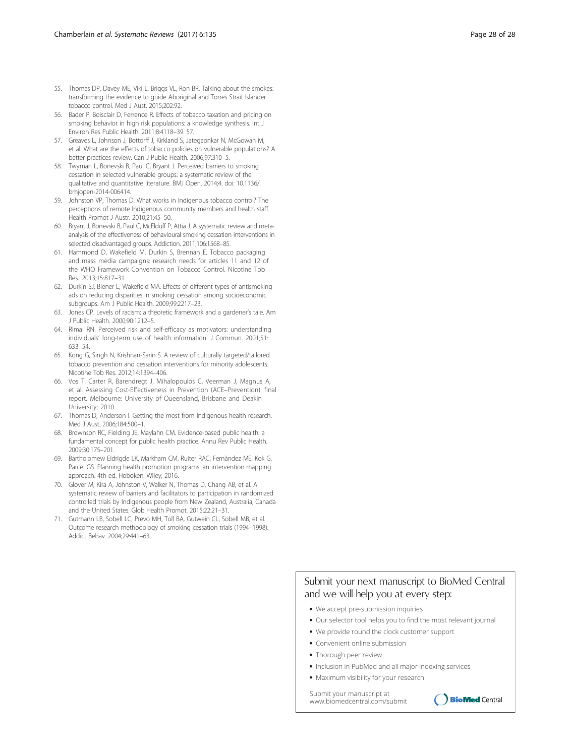55. Thomas DP, Davey ME, Viki L, Briggs VL, Ron BR. Talking about the smokes: transforming the evidence to guide Aboriginal and Torres Strait Islander tobacco control. Med J Aust. 2015;202:92.
56. Bader P, Boisclair D, Ferrence R. Effects of tobacco taxation and pricing on smoking behavior in high risk populations: a knowledge synthesis. Int J Environ Res Public Health. 2011;8:4118–39. 57.
57. Greaves L, Johnson J, Bottorff J, Kirkland S, Jategaonkar N, McGowan M, et al. What are the effects of tobacco policies on vulnerable populations? A better practices review. Can J Public Health. 2006;97:310–5.
58. Twyman L, Bonevski B, Paul C, Bryant J. Perceived barriers to smoking cessation in selected vulnerable groups: a systematic review of the qualitative and quantitative literature. BMJ Open. 2014;4. doi: 10.1136/bmjopen-2014-006414.
59. Johnston VP, Thomas D. What works in Indigenous tobacco control? The perceptions of remote Indigenous community members and health staff. Health Promot J Austr. 2010;21:45–50.
60. Bryant J, Bonevski B, Paul C, McElduff P, Attia J. A systematic review and meta-analysis of the effectiveness of behavioural smoking cessation interventions in selected disadvantaged groups. Addiction. 2011;106:1568–85.
61. Hammond D, Wakefield M, Durkin S, Brennan E. Tobacco packaging and mass media campaigns: research needs for articles 11 and 12 of the WHO Framework Convention on Tobacco Control. Nicotine Tob Res. 2013;15:817–31.
62. Durkin SJ, Biener L, Wakefield MA. Effects of different types of antismoking ads on reducing disparities in smoking cessation among socioeconomic subgroups. Am J Public Health. 2009;99:2217–23.
63. Jones CP. Levels of racism: a theoretic framework and a gardener's tale. Am J Public Health. 2000;90:1212–5.
64. Rimal RN. Perceived risk and self-efficacy as motivators: understanding individuals' long-term use of health information. J Commun. 2001;51: 633–54.
65. Kong G, Singh N, Krishnan-Sarin S. A review of culturally targeted/tailored tobacco prevention and cessation interventions for minority adolescents. Nicotine Tob Res. 2012;14:1394–406.
66. Vos T, Carter R, Barendregt J, Mihalopoulos C, Veerman J, Magnus A, et al. Assessing Cost-Effectiveness in Prevention (ACE–Prevention): final report. Melbourne: University of Queensland, Brisbane and Deakin University; 2010.
67. Thomas D, Anderson I. Getting the most from Indigenous health research. Med J Aust. 2006;184:500–1.
68. Brownson RC, Fielding JE, Maylahn CM. Evidence-based public health: a fundamental concept for public health practice. Annu Rev Public Health. 2009;30:175–201.
69. Bartholomew Eldrigde LK, Markham CM, Ruiter RAC, Fernàndez ME, Kok G, Parcel GS. Planning health promotion programs: an intervention mapping approach. 4th ed. Hoboken: Wiley; 2016.
70. Glover M, Kira A, Johnston V, Walker N, Thomas D, Chang AB, et al. A systematic review of barriers and facilitators to participation in randomized controlled trials by Indigenous people from New Zealand, Australia, Canada and the United States. Glob Health Promot. 2015;22:21–31.
71. Gutmann LB, Sobell LC, Prevo MH, Toll BA, Gutwein CL, Sobell MB, et al. Outcome research methodology of smoking cessation trials (1994–1998). Addict Behav. 2004;29:441–63.

Submit your next manuscript to BioMed Central and we will help you at every step:

- We accept pre-submission inquiries
- Our selector tool helps you to find the most relevant journal
- We provide round the clock customer support
- Convenient online submission
- Thorough peer review
- Inclusion in PubMed and all major indexing services
- Maximum visibility for your research

Submit your manuscript at www.biomedcentral.com/submit

BioMed Central